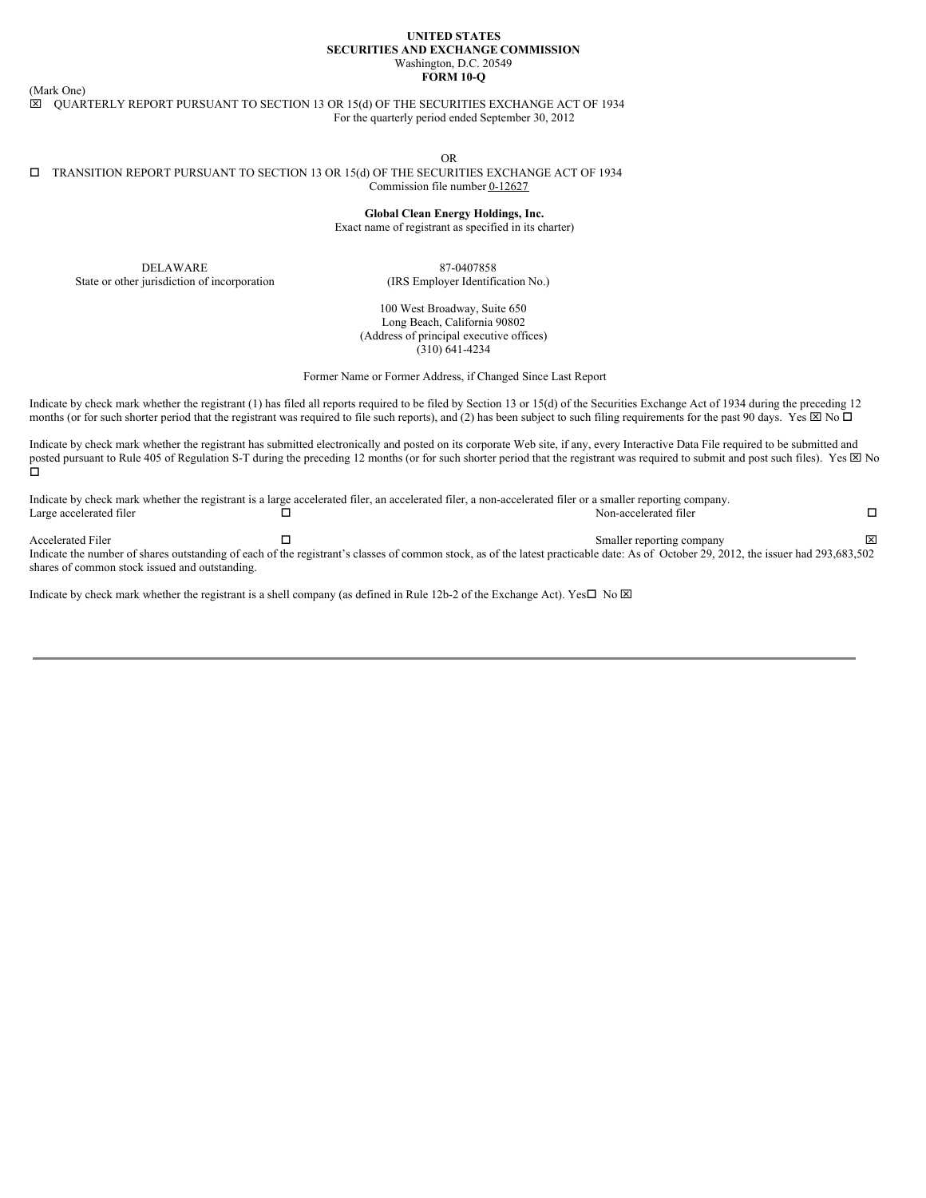**UNITED STATES**
**SECURITIES AND EXCHANGE COMMISSION**
Washington, D.C. 20549
**FORM 10-Q**

(Mark One)

☒ QUARTERLY REPORT PURSUANT TO SECTION 13 OR 15(d) OF THE SECURITIES EXCHANGE ACT OF 1934
For the quarterly period ended September 30, 2012

OR

☐ TRANSITION REPORT PURSUANT TO SECTION 13 OR 15(d) OF THE SECURITIES EXCHANGE ACT OF 1934
Commission file number 0-12627

**Global Clean Energy Holdings, Inc.**
Exact name of registrant as specified in its charter)

| DELAWARE | 87-0407858 |
|---|---|
| State or other jurisdiction of incorporation | (IRS Employer Identification No.) |

100 West Broadway, Suite 650
Long Beach, California 90802
(Address of principal executive offices)
(310) 641-4234

Former Name or Former Address, if Changed Since Last Report

Indicate by check mark whether the registrant (1) has filed all reports required to be filed by Section 13 or 15(d) of the Securities Exchange Act of 1934 during the preceding 12 months (or for such shorter period that the registrant was required to file such reports), and (2) has been subject to such filing requirements for the past 90 days. Yes ☒ No ☐

Indicate by check mark whether the registrant has submitted electronically and posted on its corporate Web site, if any, every Interactive Data File required to be submitted and posted pursuant to Rule 405 of Regulation S-T during the preceding 12 months (or for such shorter period that the registrant was required to submit and post such files). Yes ☒ No ☐

Indicate by check mark whether the registrant is a large accelerated filer, an accelerated filer, a non-accelerated filer or a smaller reporting company.

| Large accelerated filer | ☐ | Non-accelerated filer | ☐ |
|---|---|---|---|
| Accelerated Filer | ☐ | Smaller reporting company | ☒ |

Indicate the number of shares outstanding of each of the registrant's classes of common stock, as of the latest practicable date: As of October 29, 2012, the issuer had 293,683,502 shares of common stock issued and outstanding.

Indicate by check mark whether the registrant is a shell company (as defined in Rule 12b-2 of the Exchange Act). Yes☐ No ☒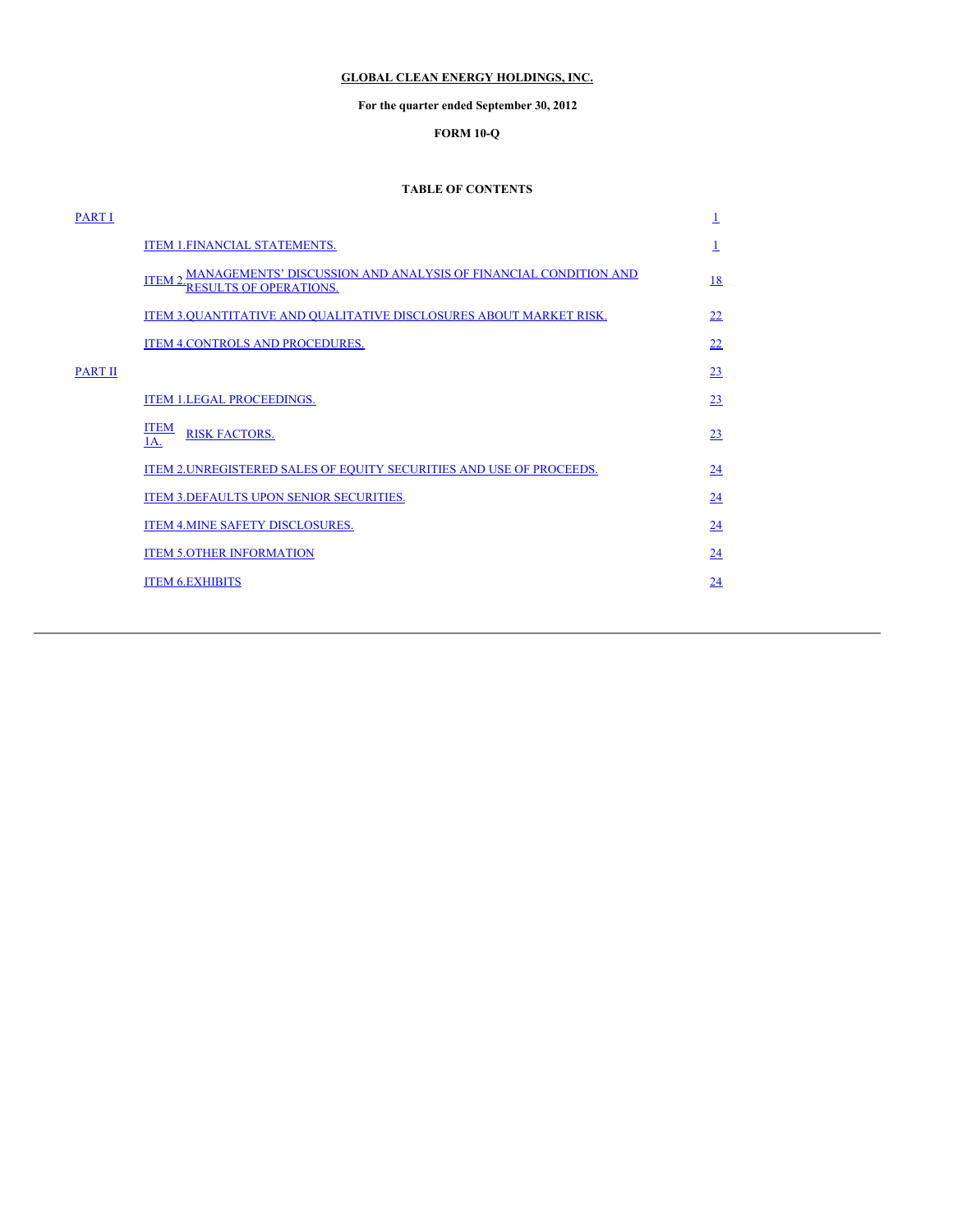**GLOBAL CLEAN ENERGY HOLDINGS, INC.**

**For the quarter ended September 30, 2012**

**FORM 10-Q**

**TABLE OF CONTENTS**

| | | |
|---|---|---|
| PART I | | 1 |
| | ITEM 1. FINANCIAL STATEMENTS. | 1 |
| | ITEM 2. MANAGEMENTS' DISCUSSION AND ANALYSIS OF FINANCIAL CONDITION AND RESULTS OF OPERATIONS. | 18 |
| | ITEM 3. QUANTITATIVE AND QUALITATIVE DISCLOSURES ABOUT MARKET RISK. | 22 |
| | ITEM 4. CONTROLS AND PROCEDURES. | 22 |
| PART II | | 23 |
| | ITEM 1. LEGAL PROCEEDINGS. | 23 |
| | ITEM 1A. RISK FACTORS. | 23 |
| | ITEM 2. UNREGISTERED SALES OF EQUITY SECURITIES AND USE OF PROCEEDS. | 24 |
| | ITEM 3. DEFAULTS UPON SENIOR SECURITIES. | 24 |
| | ITEM 4. MINE SAFETY DISCLOSURES. | 24 |
| | ITEM 5. OTHER INFORMATION | 24 |
| | ITEM 6. EXHIBITS | 24 |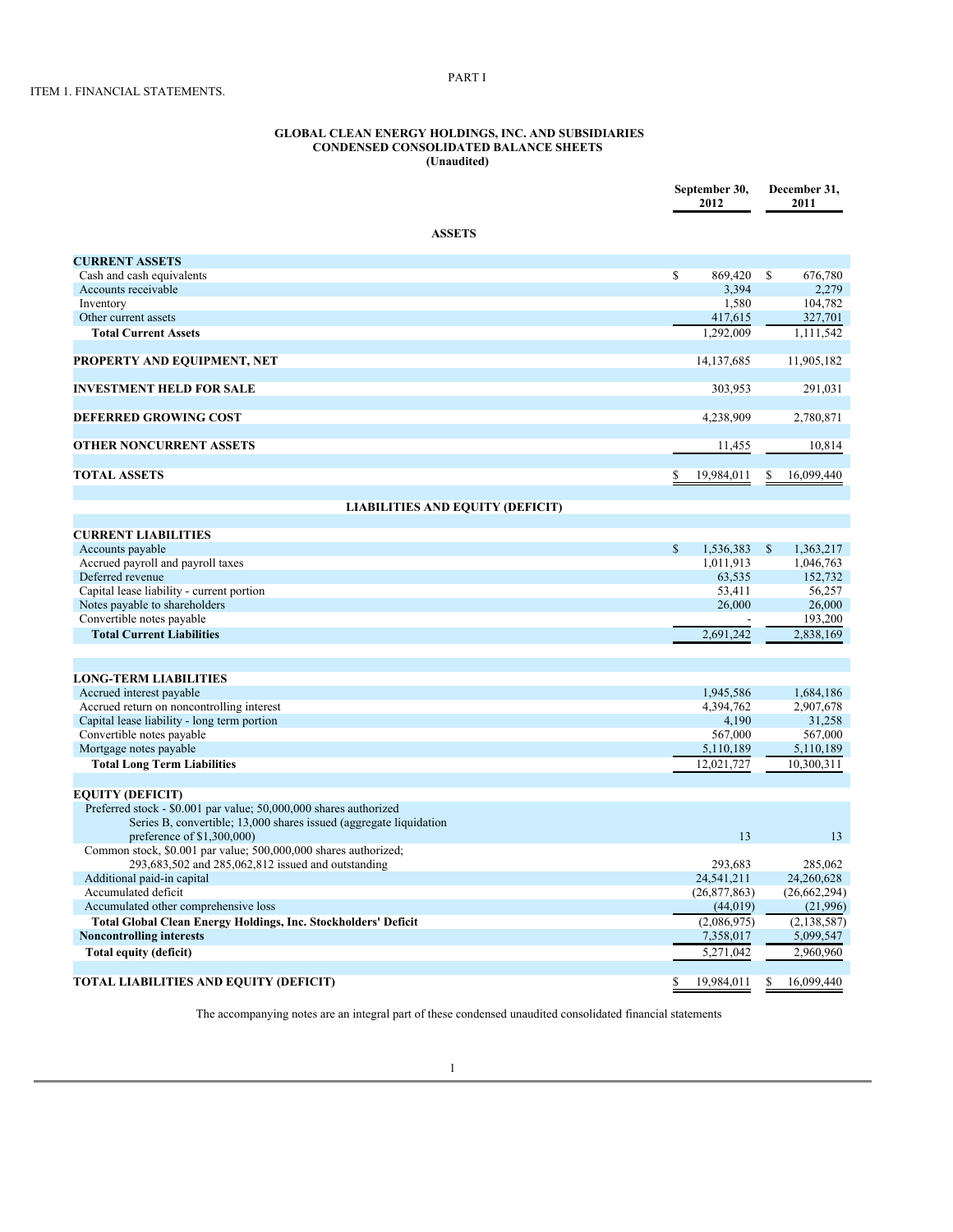PART I

ITEM 1. FINANCIAL STATEMENTS.

**GLOBAL CLEAN ENERGY HOLDINGS, INC. AND SUBSIDIARIES**
**CONDENSED CONSOLIDATED BALANCE SHEETS**
**(Unaudited)**

| | September 30, 2012 | December 31, 2011 |
|---|---|---|
| **ASSETS** | | |
| **CURRENT ASSETS** | | |
| Cash and cash equivalents | $ 869,420 | $ 676,780 |
| Accounts receivable | 3,394 | 2,279 |
| Inventory | 1,580 | 104,782 |
| Other current assets | 417,615 | 327,701 |
| **Total Current Assets** | 1,292,009 | 1,111,542 |
| **PROPERTY AND EQUIPMENT, NET** | 14,137,685 | 11,905,182 |
| **INVESTMENT HELD FOR SALE** | 303,953 | 291,031 |
| **DEFERRED GROWING COST** | 4,238,909 | 2,780,871 |
| **OTHER NONCURRENT ASSETS** | 11,455 | 10,814 |
| **TOTAL ASSETS** | $ 19,984,011 | $ 16,099,440 |
| **LIABILITIES AND EQUITY (DEFICIT)** | | |
| **CURRENT LIABILITIES** | | |
| Accounts payable | $ 1,536,383 | $ 1,363,217 |
| Accrued payroll and payroll taxes | 1,011,913 | 1,046,763 |
| Deferred revenue | 63,535 | 152,732 |
| Capital lease liability - current portion | 53,411 | 56,257 |
| Notes payable to shareholders | 26,000 | 26,000 |
| Convertible notes payable | - | 193,200 |
| **Total Current Liabilities** | 2,691,242 | 2,838,169 |
| **LONG-TERM LIABILITIES** | | |
| Accrued interest payable | 1,945,586 | 1,684,186 |
| Accrued return on noncontrolling interest | 4,394,762 | 2,907,678 |
| Capital lease liability - long term portion | 4,190 | 31,258 |
| Convertible notes payable | 567,000 | 567,000 |
| Mortgage notes payable | 5,110,189 | 5,110,189 |
| **Total Long Term Liabilities** | 12,021,727 | 10,300,311 |
| **EQUITY (DEFICIT)** | | |
| Preferred stock - $0.001 par value; 50,000,000 shares authorized Series B, convertible; 13,000 shares issued (aggregate liquidation preference of $1,300,000) | 13 | 13 |
| Common stock, $0.001 par value; 500,000,000 shares authorized; 293,683,502 and 285,062,812 issued and outstanding | 293,683 | 285,062 |
| Additional paid-in capital | 24,541,211 | 24,260,628 |
| Accumulated deficit | (26,877,863) | (26,662,294) |
| Accumulated other comprehensive loss | (44,019) | (21,996) |
| **Total Global Clean Energy Holdings, Inc. Stockholders' Deficit** | (2,086,975) | (2,138,587) |
| **Noncontrolling interests** | 7,358,017 | 5,099,547 |
| **Total equity (deficit)** | 5,271,042 | 2,960,960 |
| **TOTAL LIABILITIES AND EQUITY (DEFICIT)** | $ 19,984,011 | $ 16,099,440 |

The accompanying notes are an integral part of these condensed unaudited consolidated financial statements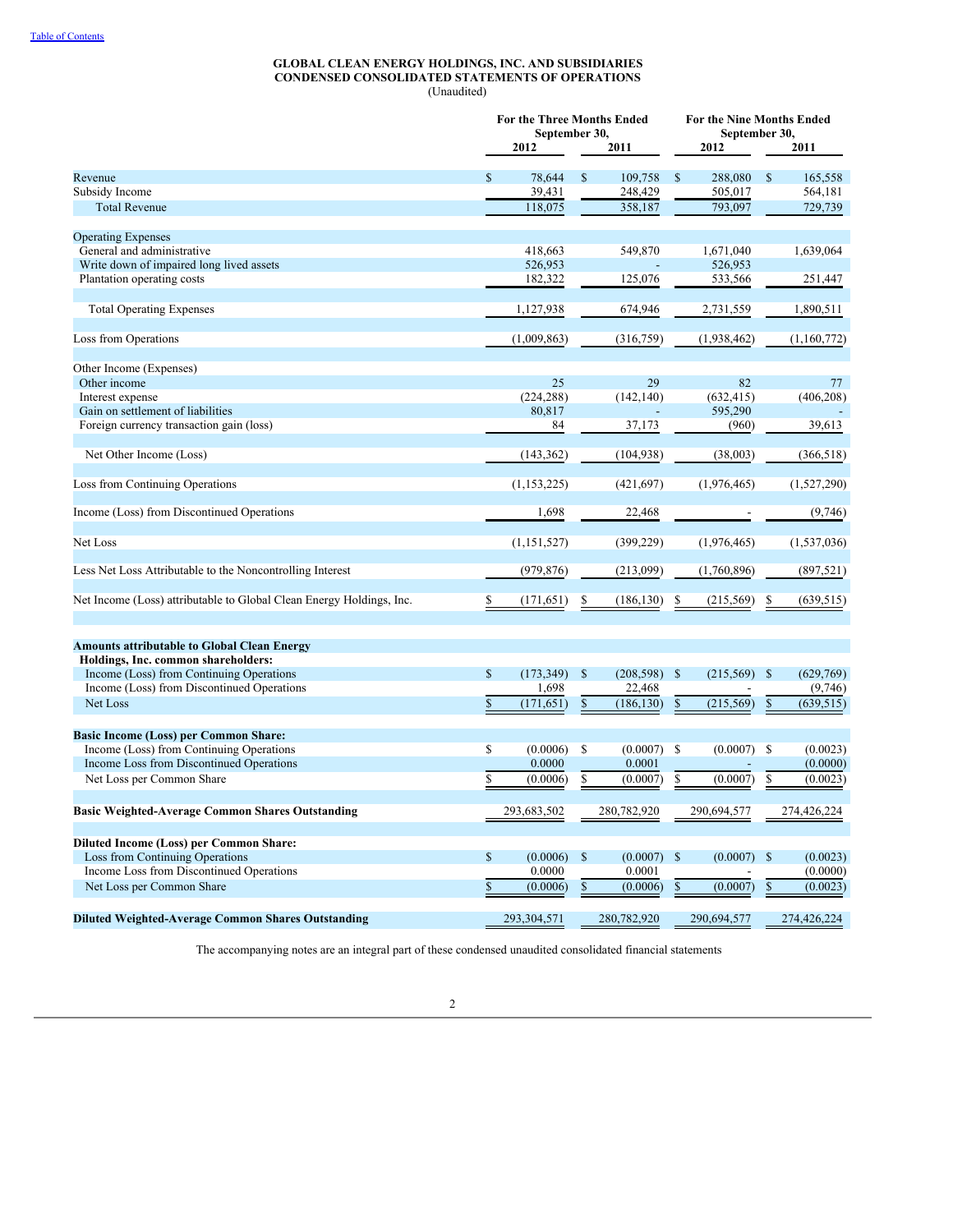[Table of Contents](#)

**GLOBAL CLEAN ENERGY HOLDINGS, INC. AND SUBSIDIARIES**
**CONDENSED CONSOLIDATED STATEMENTS OF OPERATIONS**
(Unaudited)

| | For the Three Months Ended September 30, 2012 | For the Three Months Ended September 30, 2011 | For the Nine Months Ended September 30, 2012 | For the Nine Months Ended September 30, 2011 |
|---|---|---|---|---|
| Revenue | $ 78,644 | $ 109,758 | $ 288,080 | $ 165,558 |
| Subsidy Income | 39,431 | 248,429 | 505,017 | 564,181 |
| Total Revenue | 118,075 | 358,187 | 793,097 | 729,739 |
| | | | | |
| Operating Expenses | | | | |
| General and administrative | 418,663 | 549,870 | 1,671,040 | 1,639,064 |
| Write down of impaired long lived assets | 526,953 | - | 526,953 | |
| Plantation operating costs | 182,322 | 125,076 | 533,566 | 251,447 |
| | | | | |
| Total Operating Expenses | 1,127,938 | 674,946 | 2,731,559 | 1,890,511 |
| | | | | |
| Loss from Operations | (1,009,863) | (316,759) | (1,938,462) | (1,160,772) |
| | | | | |
| Other Income (Expenses) | | | | |
| Other income | 25 | 29 | 82 | 77 |
| Interest expense | (224,288) | (142,140) | (632,415) | (406,208) |
| Gain on settlement of liabilities | 80,817 | - | 595,290 | - |
| Foreign currency transaction gain (loss) | 84 | 37,173 | (960) | 39,613 |
| | | | | |
| Net Other Income (Loss) | (143,362) | (104,938) | (38,003) | (366,518) |
| | | | | |
| Loss from Continuing Operations | (1,153,225) | (421,697) | (1,976,465) | (1,527,290) |
| | | | | |
| Income (Loss) from Discontinued Operations | 1,698 | 22,468 | - | (9,746) |
| | | | | |
| Net Loss | (1,151,527) | (399,229) | (1,976,465) | (1,537,036) |
| | | | | |
| Less Net Loss Attributable to the Noncontrolling Interest | (979,876) | (213,099) | (1,760,896) | (897,521) |
| | | | | |
| Net Income (Loss) attributable to Global Clean Energy Holdings, Inc. | $ (171,651) | $ (186,130) | $ (215,569) | $ (639,515) |
| | | | | |
| **Amounts attributable to Global Clean Energy Holdings, Inc. common shareholders:** | | | | |
| Income (Loss) from Continuing Operations | $ (173,349) | $ (208,598) | $ (215,569) | $ (629,769) |
| Income (Loss) from Discontinued Operations | 1,698 | 22,468 | - | (9,746) |
| Net Loss | $ (171,651) | $ (186,130) | $ (215,569) | $ (639,515) |
| | | | | |
| **Basic Income (Loss) per Common Share:** | | | | |
| Income (Loss) from Continuing Operations | $ (0.0006) | $ (0.0007) | $ (0.0007) | $ (0.0023) |
| Income Loss from Discontinued Operations | 0.0000 | 0.0001 | - | (0.0000) |
| Net Loss per Common Share | $ (0.0006) | $ (0.0007) | $ (0.0007) | $ (0.0023) |
| | | | | |
| **Basic Weighted-Average Common Shares Outstanding** | 293,683,502 | 280,782,920 | 290,694,577 | 274,426,224 |
| | | | | |
| **Diluted Income (Loss) per Common Share:** | | | | |
| Loss from Continuing Operations | $ (0.0006) | $ (0.0007) | $ (0.0007) | $ (0.0023) |
| Income Loss from Discontinued Operations | 0.0000 | 0.0001 | - | (0.0000) |
| Net Loss per Common Share | $ (0.0006) | $ (0.0006) | $ (0.0007) | $ (0.0023) |
| | | | | |
| **Diluted Weighted-Average Common Shares Outstanding** | 293,304,571 | 280,782,920 | 290,694,577 | 274,426,224 |

The accompanying notes are an integral part of these condensed unaudited consolidated financial statements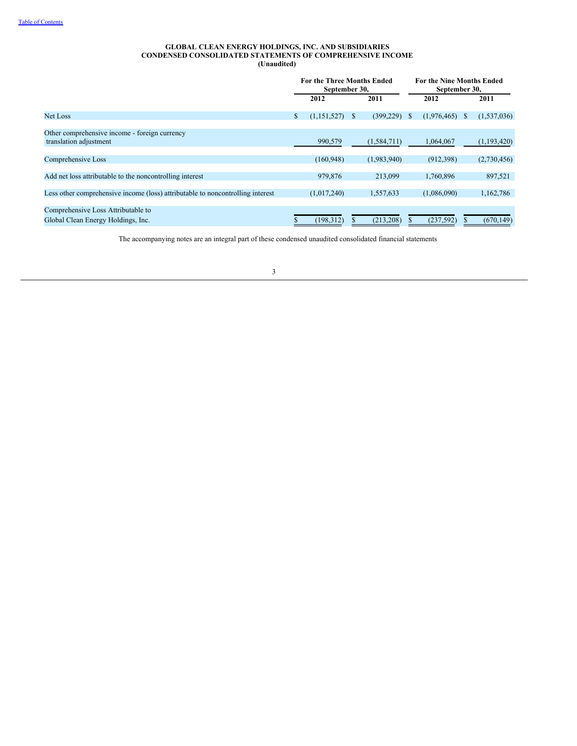Table of Contents

**GLOBAL CLEAN ENERGY HOLDINGS, INC. AND SUBSIDIARIES**
**CONDENSED CONSOLIDATED STATEMENTS OF COMPREHENSIVE INCOME**
**(Unaudited)**

| | For the Three Months Ended September 30, | | For the Nine Months Ended September 30, | |
|---|---|---|---|---|
| | 2012 | 2011 | 2012 | 2011 |
| Net Loss | $ (1,151,527) | $ (399,229) | $ (1,976,465) | $ (1,537,036) |
| Other comprehensive income - foreign currency translation adjustment | 990,579 | (1,584,711) | 1,064,067 | (1,193,420) |
| Comprehensive Loss | (160,948) | (1,983,940) | (912,398) | (2,730,456) |
| Add net loss attributable to the noncontrolling interest | 979,876 | 213,099 | 1,760,896 | 897,521 |
| Less other comprehensive income (loss) attributable to noncontrolling interest | (1,017,240) | 1,557,633 | (1,086,090) | 1,162,786 |
| Comprehensive Loss Attributable to Global Clean Energy Holdings, Inc. | $ (198,312) | $ (213,208) | $ (237,592) | $ (670,149) |

The accompanying notes are an integral part of these condensed unaudited consolidated financial statements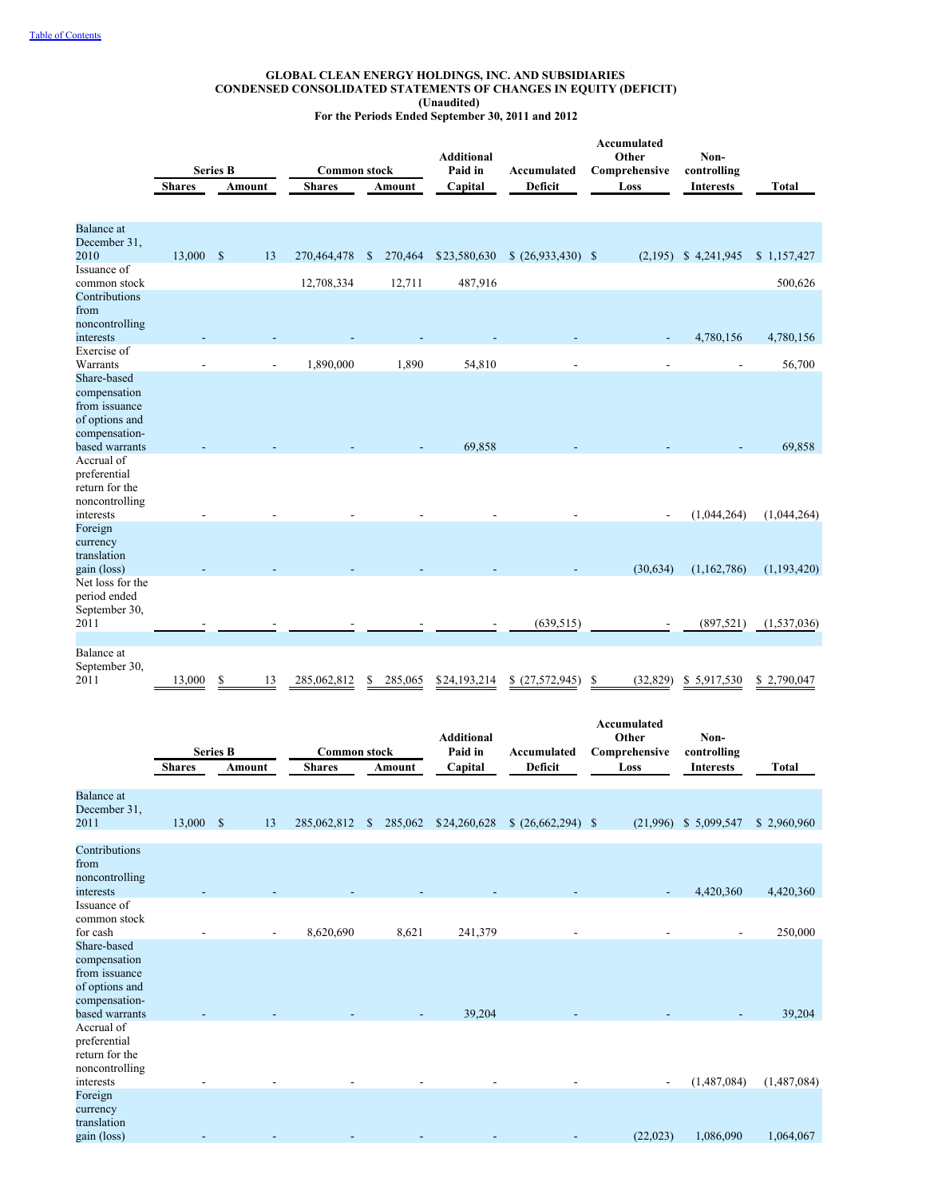# GLOBAL CLEAN ENERGY HOLDINGS, INC. AND SUBSIDIARIES
## CONDENSED CONSOLIDATED STATEMENTS OF CHANGES IN EQUITY (DEFICIT)
### (Unaudited)
### For the Periods Ended September 30, 2011 and 2012

| | Series B | | Common stock | | Additional Paid in | Accumulated | Accumulated Other Comprehensive | Non-controlling | |
|---|---|---|---|---|---|---|---|---|---|
| | Shares | Amount | Shares | Amount | Capital | Deficit | Loss | Interests | Total |
| Balance at December 31, 2010 | 13,000 | $ 13 | 270,464,478 | $ 270,464 | $23,580,630 | $ (26,933,430) | $ (2,195) | $ 4,241,945 | $ 1,157,427 |
| Issuance of common stock | | | 12,708,334 | 12,711 | 487,916 | | | | 500,626 |
| Contributions from noncontrolling interests | - | - | - | - | - | - | - | 4,780,156 | 4,780,156 |
| Exercise of Warrants | - | - | 1,890,000 | 1,890 | 54,810 | - | - | - | 56,700 |
| Share-based compensation from issuance of options and compensation-based warrants | - | - | - | - | 69,858 | - | - | - | 69,858 |
| Accrual of preferential return for the noncontrolling interests | - | - | - | - | - | - | - | (1,044,264) | (1,044,264) |
| Foreign currency translation gain (loss) | - | - | - | - | - | - | (30,634) | (1,162,786) | (1,193,420) |
| Net loss for the period ended September 30, 2011 | - | - | - | - | - | (639,515) | - | (897,521) | (1,537,036) |
| Balance at September 30, 2011 | 13,000 | $ 13 | 285,062,812 | $ 285,065 | $24,193,214 | $ (27,572,945) | $ (32,829) | $ 5,917,530 | $ 2,790,047 |

| | Series B | | Common stock | | Additional Paid in | Accumulated | Accumulated Other Comprehensive | Non-controlling | |
|---|---|---|---|---|---|---|---|---|---|
| | Shares | Amount | Shares | Amount | Capital | Deficit | Loss | Interests | Total |
| Balance at December 31, 2011 | 13,000 | $ 13 | 285,062,812 | $ 285,062 | $24,260,628 | $ (26,662,294) | $ (21,996) | $ 5,099,547 | $ 2,960,960 |
| Contributions from noncontrolling interests | - | - | - | - | - | - | - | 4,420,360 | 4,420,360 |
| Issuance of common stock for cash | - | - | 8,620,690 | 8,621 | 241,379 | - | - | - | 250,000 |
| Share-based compensation from issuance of options and compensation-based warrants | - | - | - | - | 39,204 | - | - | - | 39,204 |
| Accrual of preferential return for the noncontrolling interests | - | - | - | - | - | - | - | (1,487,084) | (1,487,084) |
| Foreign currency translation gain (loss) | - | - | - | - | - | - | (22,023) | 1,086,090 | 1,064,067 |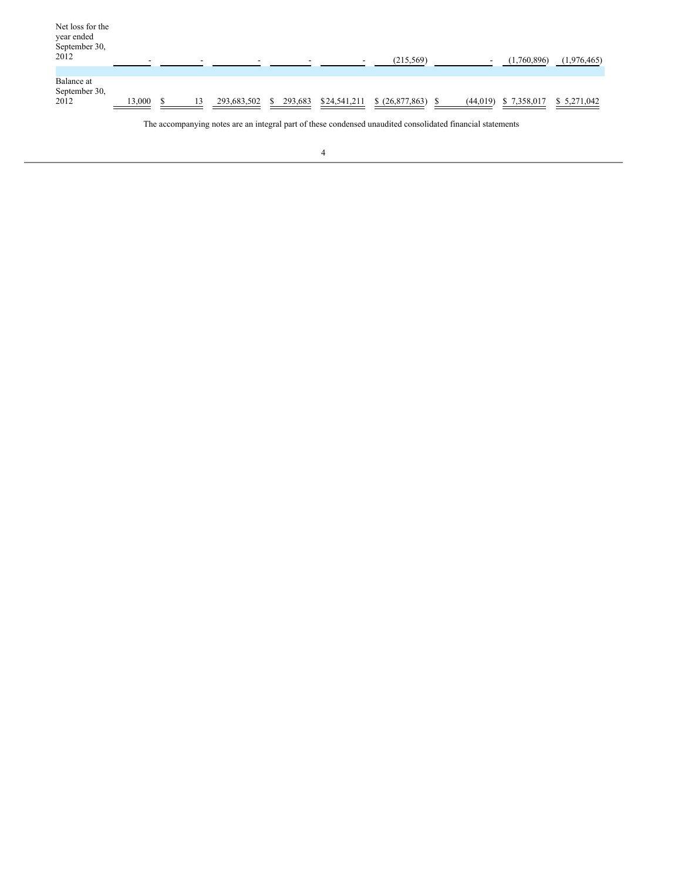| | | | | | | | | | |
|---|---|---|---|---|---|---|---|---|---|
| Net loss for the year ended September 30, 2012 | - | - | - | - | - | (215,569) | - | (1,760,896) | (1,976,465) |
| Balance at September 30, 2012 | 13,000 | $ 13 | 293,683,502 | $ 293,683 | $24,541,211 | $ (26,877,863) | $ (44,019) | $ 7,358,017 | $ 5,271,042 |

The accompanying notes are an integral part of these condensed unaudited consolidated financial statements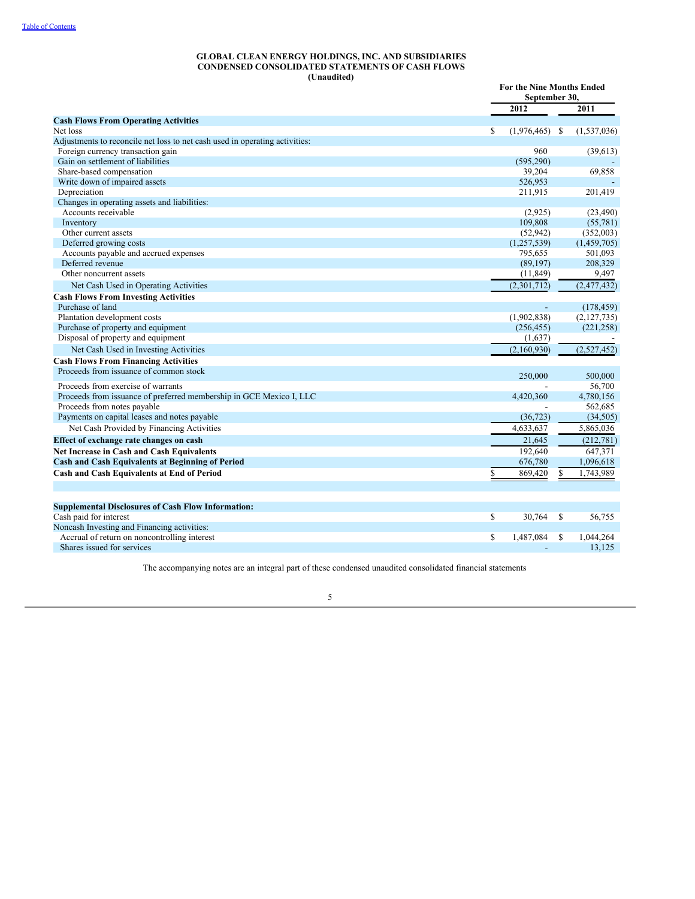[Table of Contents](#)

**GLOBAL CLEAN ENERGY HOLDINGS, INC. AND SUBSIDIARIES**
**CONDENSED CONSOLIDATED STATEMENTS OF CASH FLOWS**
**(Unaudited)**

| | For the Nine Months Ended September 30, | |
|---|---|---|
| | 2012 | 2011 |
| **Cash Flows From Operating Activities** | | |
| Net loss | $ (1,976,465) | $ (1,537,036) |
| Adjustments to reconcile net loss to net cash used in operating activities: | | |
| Foreign currency transaction gain | 960 | (39,613) |
| Gain on settlement of liabilities | (595,290) | - |
| Share-based compensation | 39,204 | 69,858 |
| Write down of impaired assets | 526,953 | - |
| Depreciation | 211,915 | 201,419 |
| Changes in operating assets and liabilities: | | |
| Accounts receivable | (2,925) | (23,490) |
| Inventory | 109,808 | (55,781) |
| Other current assets | (52,942) | (352,003) |
| Deferred growing costs | (1,257,539) | (1,459,705) |
| Accounts payable and accrued expenses | 795,655 | 501,093 |
| Deferred revenue | (89,197) | 208,329 |
| Other noncurrent assets | (11,849) | 9,497 |
| Net Cash Used in Operating Activities | (2,301,712) | (2,477,432) |
| **Cash Flows From Investing Activities** | | |
| Purchase of land | - | (178,459) |
| Plantation development costs | (1,902,838) | (2,127,735) |
| Purchase of property and equipment | (256,455) | (221,258) |
| Disposal of property and equipment | (1,637) | - |
| Net Cash Used in Investing Activities | (2,160,930) | (2,527,452) |
| **Cash Flows From Financing Activities** | | |
| Proceeds from issuance of common stock | 250,000 | 500,000 |
| Proceeds from exercise of warrants | - | 56,700 |
| Proceeds from issuance of preferred membership in GCE Mexico I, LLC | 4,420,360 | 4,780,156 |
| Proceeds from notes payable | - | 562,685 |
| Payments on capital leases and notes payable | (36,723) | (34,505) |
| Net Cash Provided by Financing Activities | 4,633,637 | 5,865,036 |
| **Effect of exchange rate changes on cash** | 21,645 | (212,781) |
| **Net Increase in Cash and Cash Equivalents** | 192,640 | 647,371 |
| **Cash and Cash Equivalents at Beginning of Period** | 676,780 | 1,096,618 |
| **Cash and Cash Equivalents at End of Period** | $ 869,420 | $ 1,743,989 |
| | | |
| **Supplemental Disclosures of Cash Flow Information:** | | |
| Cash paid for interest | $ 30,764 | $ 56,755 |
| Noncash Investing and Financing activities: | | |
| Accrual of return on noncontrolling interest | $ 1,487,084 | $ 1,044,264 |
| Shares issued for services | - | 13,125 |

The accompanying notes are an integral part of these condensed unaudited consolidated financial statements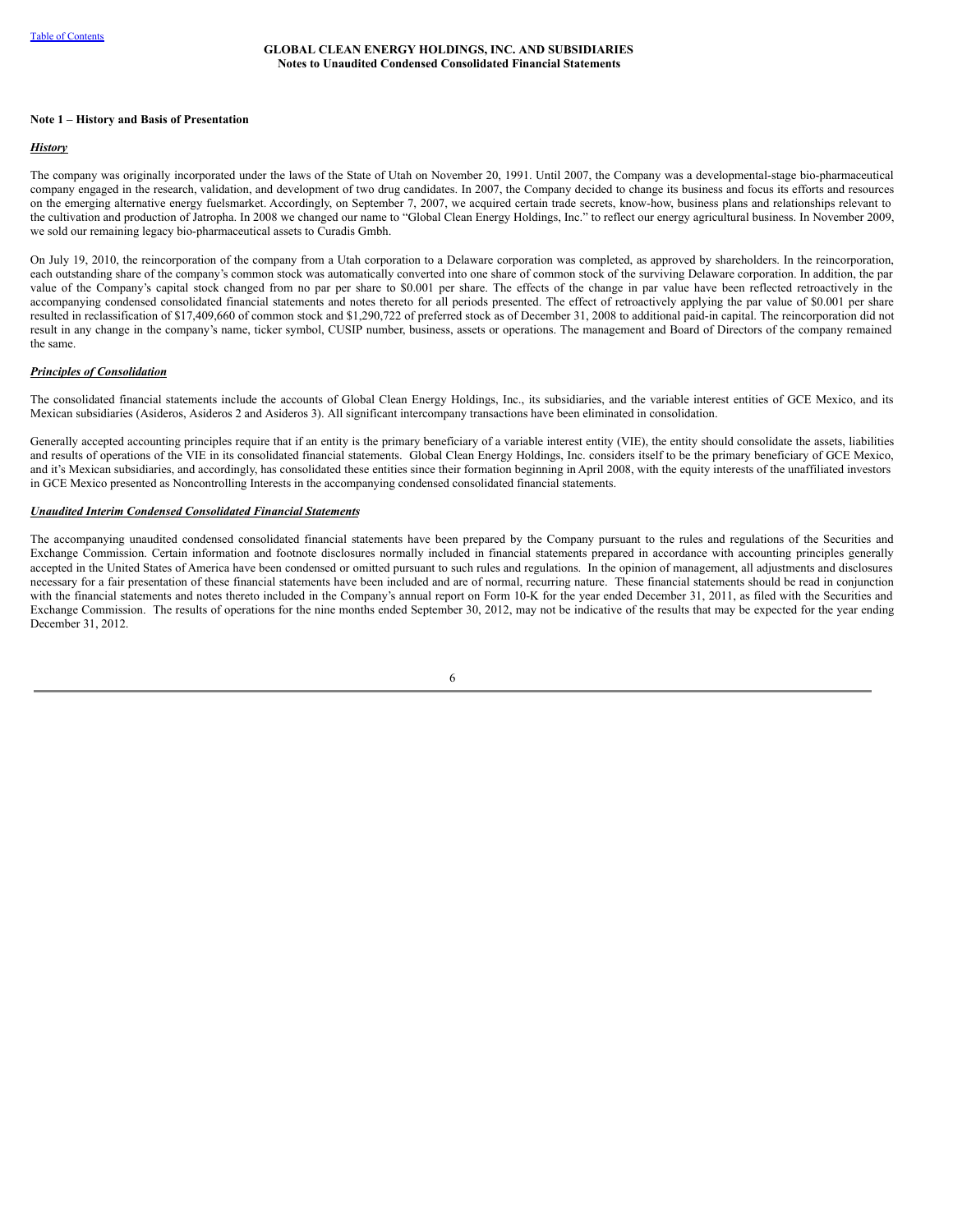**GLOBAL CLEAN ENERGY HOLDINGS, INC. AND SUBSIDIARIES**
**Notes to Unaudited Condensed Consolidated Financial Statements**

**Note 1 – History and Basis of Presentation**

***History***

The company was originally incorporated under the laws of the State of Utah on November 20, 1991. Until 2007, the Company was a developmental-stage bio-pharmaceutical company engaged in the research, validation, and development of two drug candidates. In 2007, the Company decided to change its business and focus its efforts and resources on the emerging alternative energy fuelsmarket. Accordingly, on September 7, 2007, we acquired certain trade secrets, know-how, business plans and relationships relevant to the cultivation and production of Jatropha. In 2008 we changed our name to "Global Clean Energy Holdings, Inc." to reflect our energy agricultural business. In November 2009, we sold our remaining legacy bio-pharmaceutical assets to Curadis Gmbh.

On July 19, 2010, the reincorporation of the company from a Utah corporation to a Delaware corporation was completed, as approved by shareholders. In the reincorporation, each outstanding share of the company's common stock was automatically converted into one share of common stock of the surviving Delaware corporation. In addition, the par value of the Company's capital stock changed from no par per share to $0.001 per share. The effects of the change in par value have been reflected retroactively in the accompanying condensed consolidated financial statements and notes thereto for all periods presented. The effect of retroactively applying the par value of $0.001 per share resulted in reclassification of $17,409,660 of common stock and $1,290,722 of preferred stock as of December 31, 2008 to additional paid-in capital. The reincorporation did not result in any change in the company's name, ticker symbol, CUSIP number, business, assets or operations. The management and Board of Directors of the company remained the same.

***Principles of Consolidation***

The consolidated financial statements include the accounts of Global Clean Energy Holdings, Inc., its subsidiaries, and the variable interest entities of GCE Mexico, and its Mexican subsidiaries (Asideros, Asideros 2 and Asideros 3). All significant intercompany transactions have been eliminated in consolidation.

Generally accepted accounting principles require that if an entity is the primary beneficiary of a variable interest entity (VIE), the entity should consolidate the assets, liabilities and results of operations of the VIE in its consolidated financial statements. Global Clean Energy Holdings, Inc. considers itself to be the primary beneficiary of GCE Mexico, and it's Mexican subsidiaries, and accordingly, has consolidated these entities since their formation beginning in April 2008, with the equity interests of the unaffiliated investors in GCE Mexico presented as Noncontrolling Interests in the accompanying condensed consolidated financial statements.

***Unaudited Interim Condensed Consolidated Financial Statements***

The accompanying unaudited condensed consolidated financial statements have been prepared by the Company pursuant to the rules and regulations of the Securities and Exchange Commission. Certain information and footnote disclosures normally included in financial statements prepared in accordance with accounting principles generally accepted in the United States of America have been condensed or omitted pursuant to such rules and regulations. In the opinion of management, all adjustments and disclosures necessary for a fair presentation of these financial statements have been included and are of normal, recurring nature. These financial statements should be read in conjunction with the financial statements and notes thereto included in the Company's annual report on Form 10-K for the year ended December 31, 2011, as filed with the Securities and Exchange Commission. The results of operations for the nine months ended September 30, 2012, may not be indicative of the results that may be expected for the year ending December 31, 2012.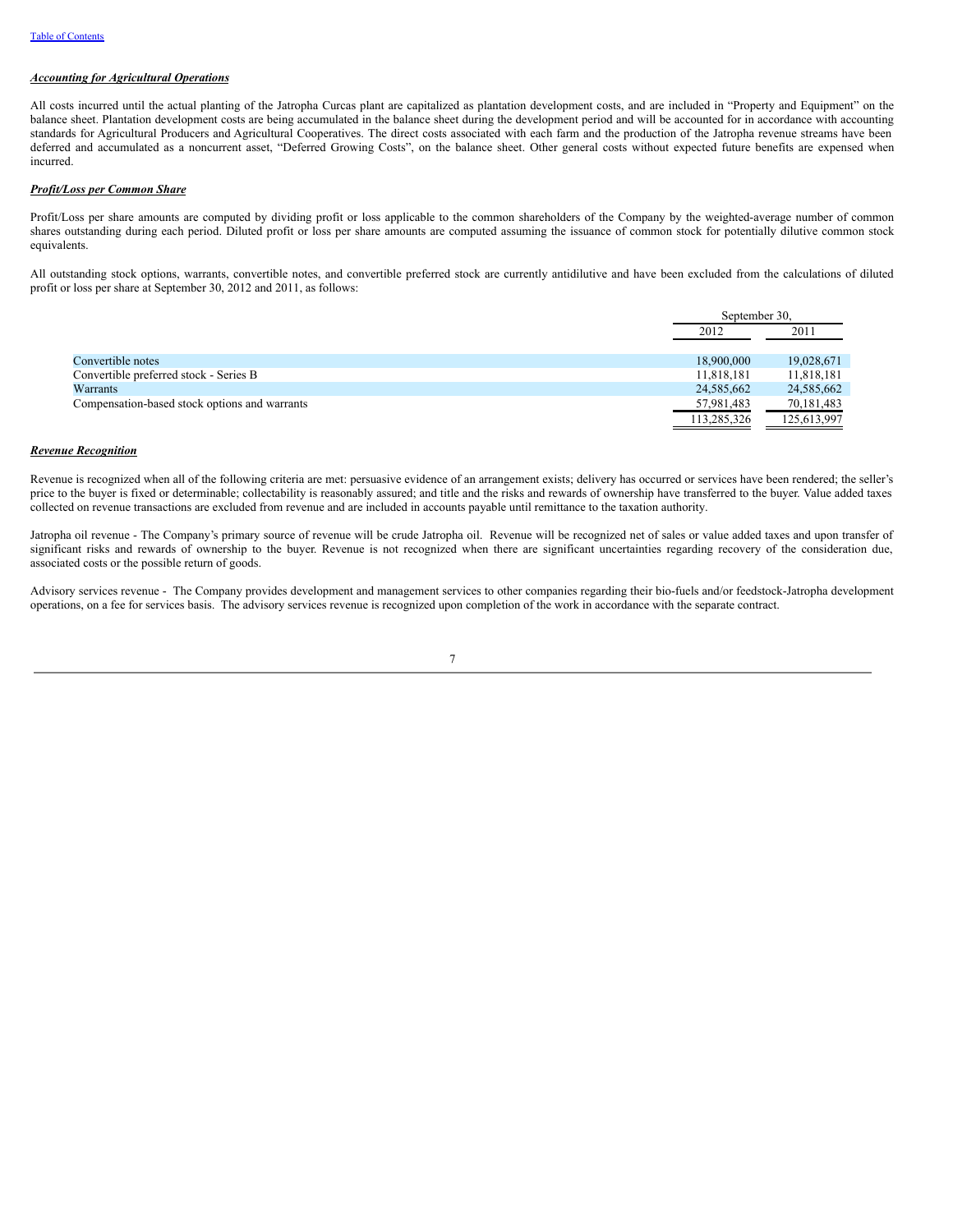***Accounting for Agricultural Operations***

All costs incurred until the actual planting of the Jatropha Curcas plant are capitalized as plantation development costs, and are included in "Property and Equipment" on the balance sheet. Plantation development costs are being accumulated in the balance sheet during the development period and will be accounted for in accordance with accounting standards for Agricultural Producers and Agricultural Cooperatives. The direct costs associated with each farm and the production of the Jatropha revenue streams have been deferred and accumulated as a noncurrent asset, "Deferred Growing Costs", on the balance sheet. Other general costs without expected future benefits are expensed when incurred.

***Profit/Loss per Common Share***

Profit/Loss per share amounts are computed by dividing profit or loss applicable to the common shareholders of the Company by the weighted-average number of common shares outstanding during each period. Diluted profit or loss per share amounts are computed assuming the issuance of common stock for potentially dilutive common stock equivalents.

All outstanding stock options, warrants, convertible notes, and convertible preferred stock are currently antidilutive and have been excluded from the calculations of diluted profit or loss per share at September 30, 2012 and 2011, as follows:

| | September 30, | |
|---|---|---|
| | 2012 | 2011 |
| Convertible notes | 18,900,000 | 19,028,671 |
| Convertible preferred stock - Series B | 11,818,181 | 11,818,181 |
| Warrants | 24,585,662 | 24,585,662 |
| Compensation-based stock options and warrants | 57,981,483 | 70,181,483 |
| | 113,285,326 | 125,613,997 |

***Revenue Recognition***

Revenue is recognized when all of the following criteria are met: persuasive evidence of an arrangement exists; delivery has occurred or services have been rendered; the seller's price to the buyer is fixed or determinable; collectability is reasonably assured; and title and the risks and rewards of ownership have transferred to the buyer. Value added taxes collected on revenue transactions are excluded from revenue and are included in accounts payable until remittance to the taxation authority.

Jatropha oil revenue - The Company's primary source of revenue will be crude Jatropha oil. Revenue will be recognized net of sales or value added taxes and upon transfer of significant risks and rewards of ownership to the buyer. Revenue is not recognized when there are significant uncertainties regarding recovery of the consideration due, associated costs or the possible return of goods.

Advisory services revenue - The Company provides development and management services to other companies regarding their bio-fuels and/or feedstock-Jatropha development operations, on a fee for services basis. The advisory services revenue is recognized upon completion of the work in accordance with the separate contract.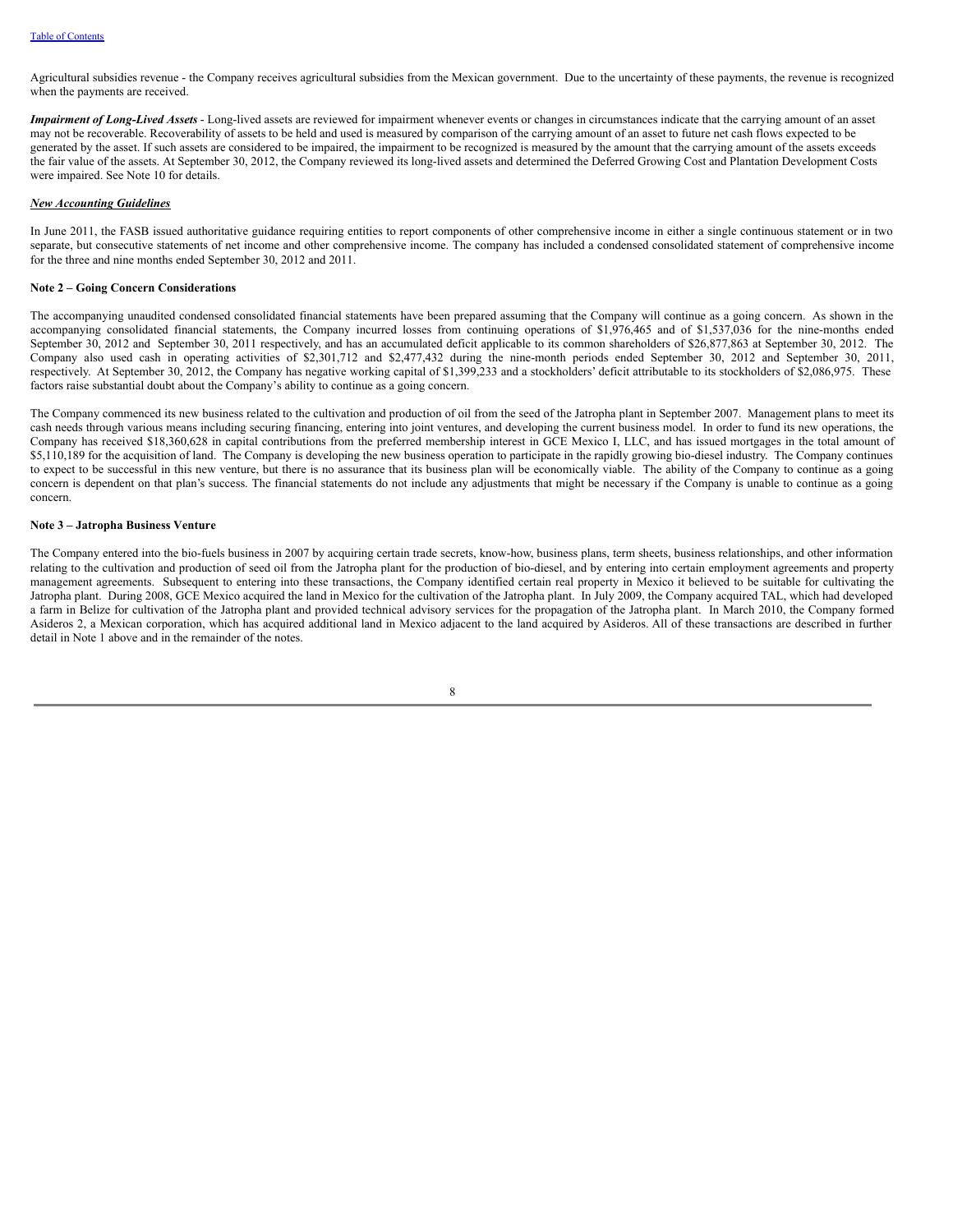Agricultural subsidies revenue - the Company receives agricultural subsidies from the Mexican government. Due to the uncertainty of these payments, the revenue is recognized when the payments are received.

***Impairment of Long-Lived Assets*** - Long-lived assets are reviewed for impairment whenever events or changes in circumstances indicate that the carrying amount of an asset may not be recoverable. Recoverability of assets to be held and used is measured by comparison of the carrying amount of an asset to future net cash flows expected to be generated by the asset. If such assets are considered to be impaired, the impairment to be recognized is measured by the amount that the carrying amount of the assets exceeds the fair value of the assets. At September 30, 2012, the Company reviewed its long-lived assets and determined the Deferred Growing Cost and Plantation Development Costs were impaired. See Note 10 for details.

***New Accounting Guidelines***

In June 2011, the FASB issued authoritative guidance requiring entities to report components of other comprehensive income in either a single continuous statement or in two separate, but consecutive statements of net income and other comprehensive income. The company has included a condensed consolidated statement of comprehensive income for the three and nine months ended September 30, 2012 and 2011.

**Note 2 – Going Concern Considerations**

The accompanying unaudited condensed consolidated financial statements have been prepared assuming that the Company will continue as a going concern. As shown in the accompanying consolidated financial statements, the Company incurred losses from continuing operations of $1,976,465 and of $1,537,036 for the nine-months ended September 30, 2012 and September 30, 2011 respectively, and has an accumulated deficit applicable to its common shareholders of $26,877,863 at September 30, 2012. The Company also used cash in operating activities of $2,301,712 and $2,477,432 during the nine-month periods ended September 30, 2012 and September 30, 2011, respectively. At September 30, 2012, the Company has negative working capital of $1,399,233 and a stockholders' deficit attributable to its stockholders of $2,086,975. These factors raise substantial doubt about the Company's ability to continue as a going concern.

The Company commenced its new business related to the cultivation and production of oil from the seed of the Jatropha plant in September 2007. Management plans to meet its cash needs through various means including securing financing, entering into joint ventures, and developing the current business model. In order to fund its new operations, the Company has received $18,360,628 in capital contributions from the preferred membership interest in GCE Mexico I, LLC, and has issued mortgages in the total amount of $5,110,189 for the acquisition of land. The Company is developing the new business operation to participate in the rapidly growing bio-diesel industry. The Company continues to expect to be successful in this new venture, but there is no assurance that its business plan will be economically viable. The ability of the Company to continue as a going concern is dependent on that plan's success. The financial statements do not include any adjustments that might be necessary if the Company is unable to continue as a going concern.

**Note 3 – Jatropha Business Venture**

The Company entered into the bio-fuels business in 2007 by acquiring certain trade secrets, know-how, business plans, term sheets, business relationships, and other information relating to the cultivation and production of seed oil from the Jatropha plant for the production of bio-diesel, and by entering into certain employment agreements and property management agreements. Subsequent to entering into these transactions, the Company identified certain real property in Mexico it believed to be suitable for cultivating the Jatropha plant. During 2008, GCE Mexico acquired the land in Mexico for the cultivation of the Jatropha plant. In July 2009, the Company acquired TAL, which had developed a farm in Belize for cultivation of the Jatropha plant and provided technical advisory services for the propagation of the Jatropha plant. In March 2010, the Company formed Asideros 2, a Mexican corporation, which has acquired additional land in Mexico adjacent to the land acquired by Asideros. All of these transactions are described in further detail in Note 1 above and in the remainder of the notes.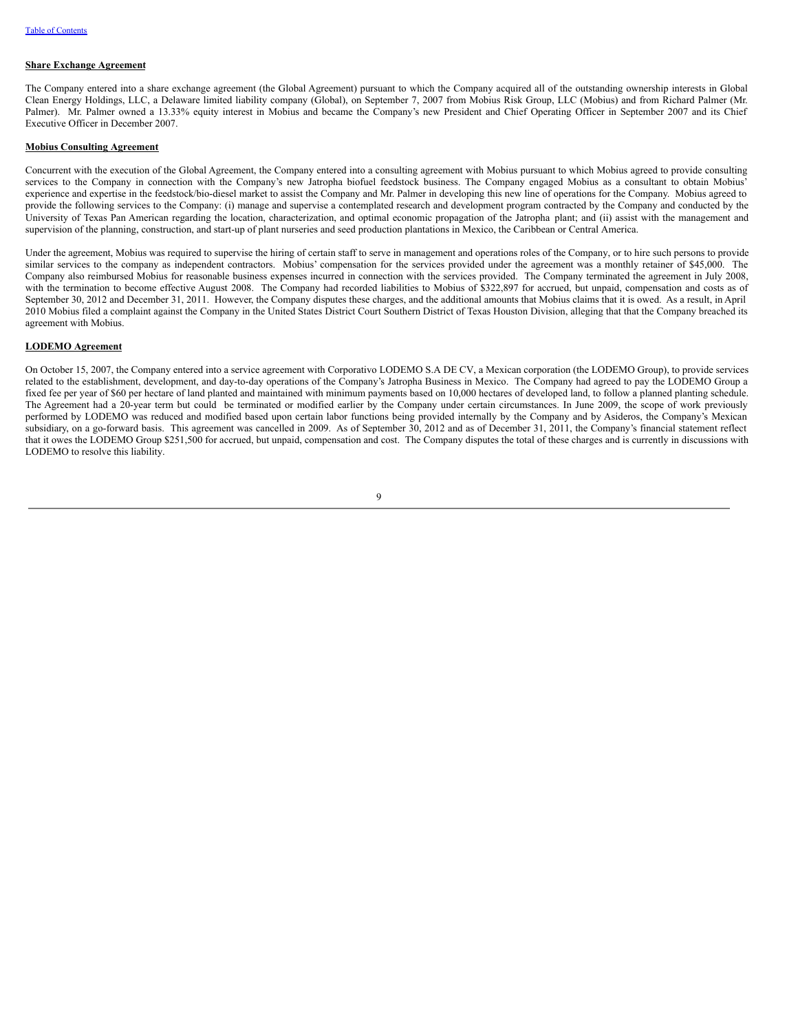**Share Exchange Agreement**

The Company entered into a share exchange agreement (the Global Agreement) pursuant to which the Company acquired all of the outstanding ownership interests in Global Clean Energy Holdings, LLC, a Delaware limited liability company (Global), on September 7, 2007 from Mobius Risk Group, LLC (Mobius) and from Richard Palmer (Mr. Palmer). Mr. Palmer owned a 13.33% equity interest in Mobius and became the Company's new President and Chief Operating Officer in September 2007 and its Chief Executive Officer in December 2007.

**Mobius Consulting Agreement**

Concurrent with the execution of the Global Agreement, the Company entered into a consulting agreement with Mobius pursuant to which Mobius agreed to provide consulting services to the Company in connection with the Company's new Jatropha biofuel feedstock business. The Company engaged Mobius as a consultant to obtain Mobius' experience and expertise in the feedstock/bio-diesel market to assist the Company and Mr. Palmer in developing this new line of operations for the Company. Mobius agreed to provide the following services to the Company: (i) manage and supervise a contemplated research and development program contracted by the Company and conducted by the University of Texas Pan American regarding the location, characterization, and optimal economic propagation of the Jatropha plant; and (ii) assist with the management and supervision of the planning, construction, and start-up of plant nurseries and seed production plantations in Mexico, the Caribbean or Central America.

Under the agreement, Mobius was required to supervise the hiring of certain staff to serve in management and operations roles of the Company, or to hire such persons to provide similar services to the company as independent contractors. Mobius' compensation for the services provided under the agreement was a monthly retainer of $45,000. The Company also reimbursed Mobius for reasonable business expenses incurred in connection with the services provided. The Company terminated the agreement in July 2008, with the termination to become effective August 2008. The Company had recorded liabilities to Mobius of $322,897 for accrued, but unpaid, compensation and costs as of September 30, 2012 and December 31, 2011. However, the Company disputes these charges, and the additional amounts that Mobius claims that it is owed. As a result, in April 2010 Mobius filed a complaint against the Company in the United States District Court Southern District of Texas Houston Division, alleging that that the Company breached its agreement with Mobius.

**LODEMO Agreement**

On October 15, 2007, the Company entered into a service agreement with Corporativo LODEMO S.A DE CV, a Mexican corporation (the LODEMO Group), to provide services related to the establishment, development, and day-to-day operations of the Company's Jatropha Business in Mexico. The Company had agreed to pay the LODEMO Group a fixed fee per year of $60 per hectare of land planted and maintained with minimum payments based on 10,000 hectares of developed land, to follow a planned planting schedule. The Agreement had a 20-year term but could be terminated or modified earlier by the Company under certain circumstances. In June 2009, the scope of work previously performed by LODEMO was reduced and modified based upon certain labor functions being provided internally by the Company and by Asideros, the Company's Mexican subsidiary, on a go-forward basis. This agreement was cancelled in 2009. As of September 30, 2012 and as of December 31, 2011, the Company's financial statement reflect that it owes the LODEMO Group $251,500 for accrued, but unpaid, compensation and cost. The Company disputes the total of these charges and is currently in discussions with LODEMO to resolve this liability.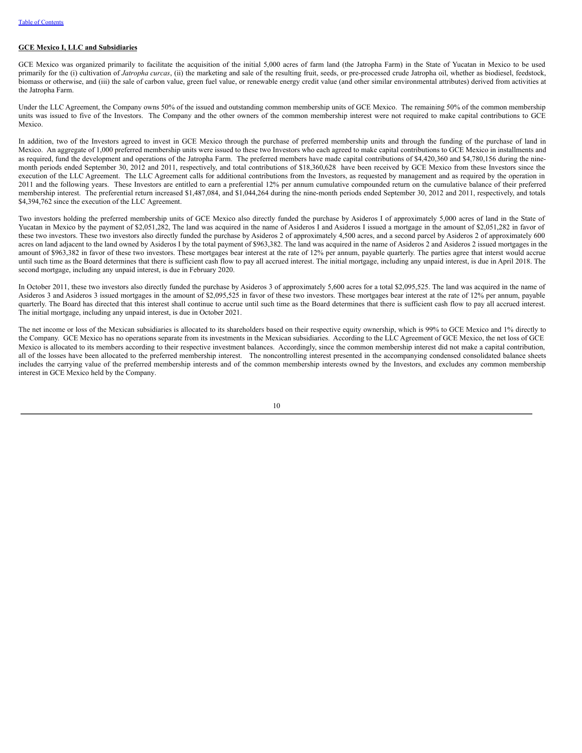**GCE Mexico I, LLC and Subsidiaries**

GCE Mexico was organized primarily to facilitate the acquisition of the initial 5,000 acres of farm land (the Jatropha Farm) in the State of Yucatan in Mexico to be used primarily for the (i) cultivation of *Jatropha curcas*, (ii) the marketing and sale of the resulting fruit, seeds, or pre-processed crude Jatropha oil, whether as biodiesel, feedstock, biomass or otherwise, and (iii) the sale of carbon value, green fuel value, or renewable energy credit value (and other similar environmental attributes) derived from activities at the Jatropha Farm.

Under the LLC Agreement, the Company owns 50% of the issued and outstanding common membership units of GCE Mexico. The remaining 50% of the common membership units was issued to five of the Investors. The Company and the other owners of the common membership interest were not required to make capital contributions to GCE Mexico.

In addition, two of the Investors agreed to invest in GCE Mexico through the purchase of preferred membership units and through the funding of the purchase of land in Mexico. An aggregate of 1,000 preferred membership units were issued to these two Investors who each agreed to make capital contributions to GCE Mexico in installments and as required, fund the development and operations of the Jatropha Farm. The preferred members have made capital contributions of $4,420,360 and $4,780,156 during the nine-month periods ended September 30, 2012 and 2011, respectively, and total contributions of $18,360,628 have been received by GCE Mexico from these Investors since the execution of the LLC Agreement. The LLC Agreement calls for additional contributions from the Investors, as requested by management and as required by the operation in 2011 and the following years. These Investors are entitled to earn a preferential 12% per annum cumulative compounded return on the cumulative balance of their preferred membership interest. The preferential return increased $1,487,084, and $1,044,264 during the nine-month periods ended September 30, 2012 and 2011, respectively, and totals $4,394,762 since the execution of the LLC Agreement.

Two investors holding the preferred membership units of GCE Mexico also directly funded the purchase by Asideros I of approximately 5,000 acres of land in the State of Yucatan in Mexico by the payment of $2,051,282, The land was acquired in the name of Asideros I and Asideros I issued a mortgage in the amount of $2,051,282 in favor of these two investors. These two investors also directly funded the purchase by Asideros 2 of approximately 4,500 acres, and a second parcel by Asideros 2 of approximately 600 acres on land adjacent to the land owned by Asideros I by the total payment of $963,382. The land was acquired in the name of Asideros 2 and Asideros 2 issued mortgages in the amount of $963,382 in favor of these two investors. These mortgages bear interest at the rate of 12% per annum, payable quarterly. The parties agree that interst would accrue until such time as the Board determines that there is sufficient cash flow to pay all accrued interest. The initial mortgage, including any unpaid interest, is due in April 2018. The second mortgage, including any unpaid interest, is due in February 2020.

In October 2011, these two investors also directly funded the purchase by Asideros 3 of approximately 5,600 acres for a total $2,095,525. The land was acquired in the name of Asideros 3 and Asideros 3 issued mortgages in the amount of $2,095,525 in favor of these two investors. These mortgages bear interest at the rate of 12% per annum, payable quarterly. The Board has directed that this interest shall continue to accrue until such time as the Board determines that there is sufficient cash flow to pay all accrued interest. The initial mortgage, including any unpaid interest, is due in October 2021.

The net income or loss of the Mexican subsidiaries is allocated to its shareholders based on their respective equity ownership, which is 99% to GCE Mexico and 1% directly to the Company. GCE Mexico has no operations separate from its investments in the Mexican subsidiaries. According to the LLC Agreement of GCE Mexico, the net loss of GCE Mexico is allocated to its members according to their respective investment balances. Accordingly, since the common membership interest did not make a capital contribution, all of the losses have been allocated to the preferred membership interest. The noncontrolling interest presented in the accompanying condensed consolidated balance sheets includes the carrying value of the preferred membership interests and of the common membership interests owned by the Investors, and excludes any common membership interest in GCE Mexico held by the Company.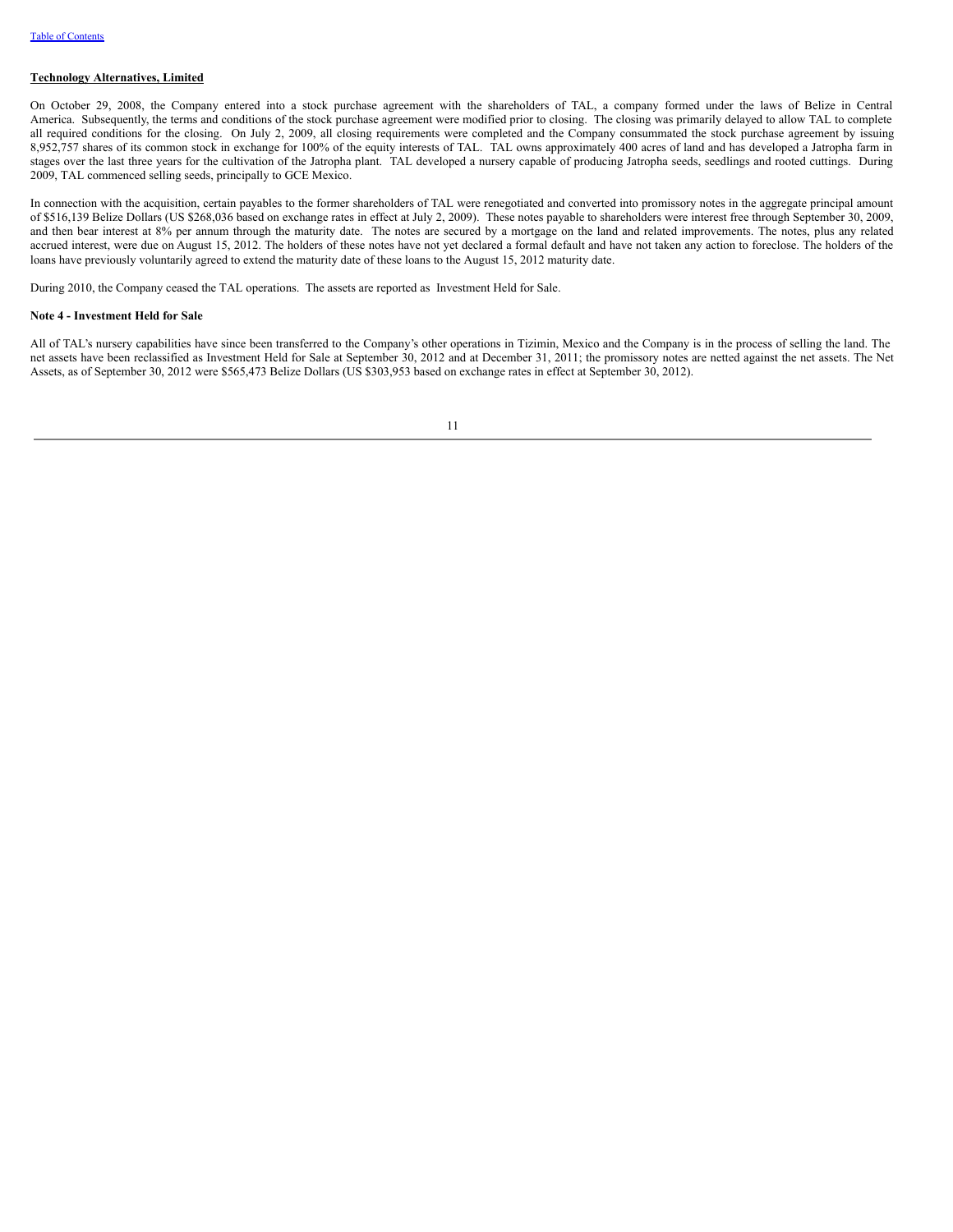**Technology Alternatives, Limited**

On October 29, 2008, the Company entered into a stock purchase agreement with the shareholders of TAL, a company formed under the laws of Belize in Central America. Subsequently, the terms and conditions of the stock purchase agreement were modified prior to closing. The closing was primarily delayed to allow TAL to complete all required conditions for the closing. On July 2, 2009, all closing requirements were completed and the Company consummated the stock purchase agreement by issuing 8,952,757 shares of its common stock in exchange for 100% of the equity interests of TAL. TAL owns approximately 400 acres of land and has developed a Jatropha farm in stages over the last three years for the cultivation of the Jatropha plant. TAL developed a nursery capable of producing Jatropha seeds, seedlings and rooted cuttings. During 2009, TAL commenced selling seeds, principally to GCE Mexico.

In connection with the acquisition, certain payables to the former shareholders of TAL were renegotiated and converted into promissory notes in the aggregate principal amount of $516,139 Belize Dollars (US $268,036 based on exchange rates in effect at July 2, 2009). These notes payable to shareholders were interest free through September 30, 2009, and then bear interest at 8% per annum through the maturity date. The notes are secured by a mortgage on the land and related improvements. The notes, plus any related accrued interest, were due on August 15, 2012. The holders of these notes have not yet declared a formal default and have not taken any action to foreclose. The holders of the loans have previously voluntarily agreed to extend the maturity date of these loans to the August 15, 2012 maturity date.

During 2010, the Company ceased the TAL operations. The assets are reported as Investment Held for Sale.

**Note 4 - Investment Held for Sale**

All of TAL's nursery capabilities have since been transferred to the Company's other operations in Tizimin, Mexico and the Company is in the process of selling the land. The net assets have been reclassified as Investment Held for Sale at September 30, 2012 and at December 31, 2011; the promissory notes are netted against the net assets. The Net Assets, as of September 30, 2012 were $565,473 Belize Dollars (US $303,953 based on exchange rates in effect at September 30, 2012).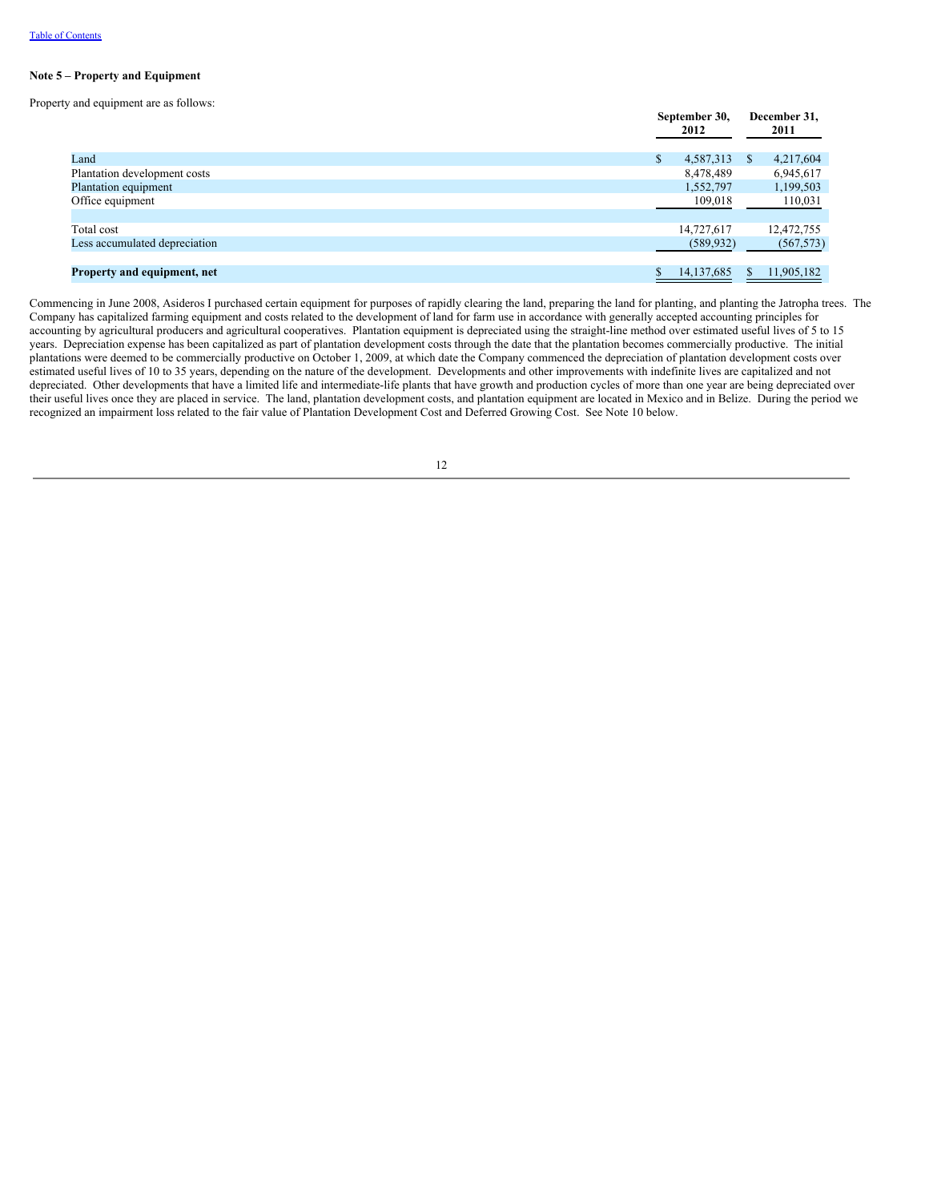**Note 5 – Property and Equipment**

Property and equipment are as follows:

| | September 30, 2012 | December 31, 2011 |
|---|---|---|
| Land | $ 4,587,313 | $ 4,217,604 |
| Plantation development costs | 8,478,489 | 6,945,617 |
| Plantation equipment | 1,552,797 | 1,199,503 |
| Office equipment | 109,018 | 110,031 |
| | | |
| Total cost | 14,727,617 | 12,472,755 |
| Less accumulated depreciation | (589,932) | (567,573) |
| | | |
| **Property and equipment, net** | $ 14,137,685 | $ 11,905,182 |

Commencing in June 2008, Asideros I purchased certain equipment for purposes of rapidly clearing the land, preparing the land for planting, and planting the Jatropha trees. The Company has capitalized farming equipment and costs related to the development of land for farm use in accordance with generally accepted accounting principles for accounting by agricultural producers and agricultural cooperatives. Plantation equipment is depreciated using the straight-line method over estimated useful lives of 5 to 15 years. Depreciation expense has been capitalized as part of plantation development costs through the date that the plantation becomes commercially productive. The initial plantations were deemed to be commercially productive on October 1, 2009, at which date the Company commenced the depreciation of plantation development costs over estimated useful lives of 10 to 35 years, depending on the nature of the development. Developments and other improvements with indefinite lives are capitalized and not depreciated. Other developments that have a limited life and intermediate-life plants that have growth and production cycles of more than one year are being depreciated over their useful lives once they are placed in service. The land, plantation development costs, and plantation equipment are located in Mexico and in Belize. During the period we recognized an impairment loss related to the fair value of Plantation Development Cost and Deferred Growing Cost. See Note 10 below.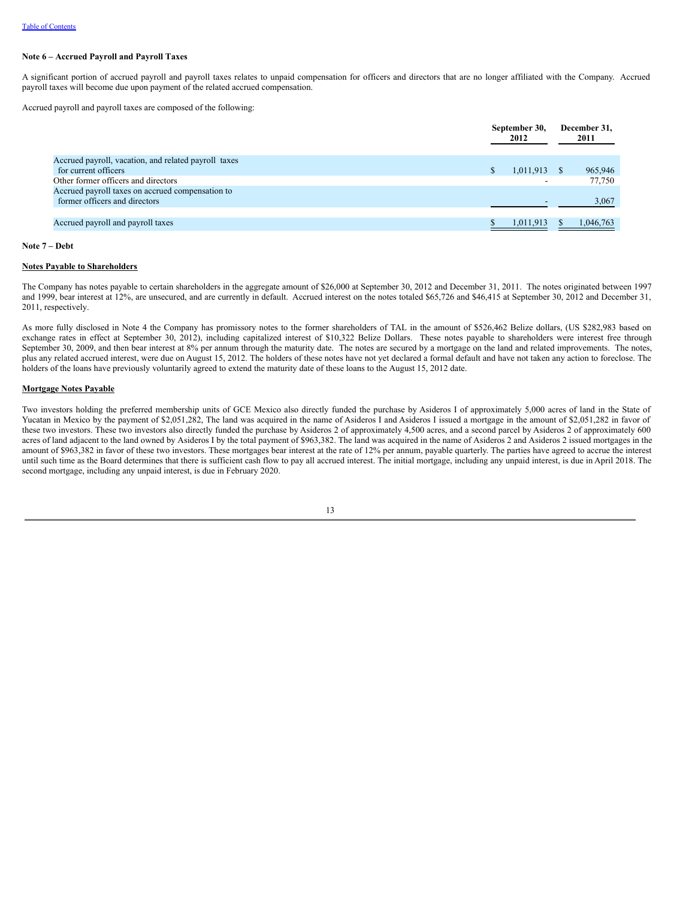**Note 6 – Accrued Payroll and Payroll Taxes**

A significant portion of accrued payroll and payroll taxes relates to unpaid compensation for officers and directors that are no longer affiliated with the Company. Accrued payroll taxes will become due upon payment of the related accrued compensation.

Accrued payroll and payroll taxes are composed of the following:

| | September 30, 2012 | December 31, 2011 |
|---|---|---|
| Accrued payroll, vacation, and related payroll taxes for current officers | $ 1,011,913 | $ 965,946 |
| Other former officers and directors | - | 77,750 |
| Accrued payroll taxes on accrued compensation to former officers and directors | - | 3,067 |
| Accrued payroll and payroll taxes | $ 1,011,913 | $ 1,046,763 |

**Note 7 – Debt**

**Notes Payable to Shareholders**

The Company has notes payable to certain shareholders in the aggregate amount of $26,000 at September 30, 2012 and December 31, 2011. The notes originated between 1997 and 1999, bear interest at 12%, are unsecured, and are currently in default. Accrued interest on the notes totaled $65,726 and $46,415 at September 30, 2012 and December 31, 2011, respectively.

As more fully disclosed in Note 4 the Company has promissory notes to the former shareholders of TAL in the amount of $526,462 Belize dollars, (US $282,983 based on exchange rates in effect at September 30, 2012), including capitalized interest of $10,322 Belize Dollars. These notes payable to shareholders were interest free through September 30, 2009, and then bear interest at 8% per annum through the maturity date. The notes are secured by a mortgage on the land and related improvements. The notes, plus any related accrued interest, were due on August 15, 2012. The holders of these notes have not yet declared a formal default and have not taken any action to foreclose. The holders of the loans have previously voluntarily agreed to extend the maturity date of these loans to the August 15, 2012 date.

**Mortgage Notes Payable**

Two investors holding the preferred membership units of GCE Mexico also directly funded the purchase by Asideros I of approximately 5,000 acres of land in the State of Yucatan in Mexico by the payment of $2,051,282, The land was acquired in the name of Asideros I and Asideros I issued a mortgage in the amount of $2,051,282 in favor of these two investors. These two investors also directly funded the purchase by Asideros 2 of approximately 4,500 acres, and a second parcel by Asideros 2 of approximately 600 acres of land adjacent to the land owned by Asideros I by the total payment of $963,382. The land was acquired in the name of Asideros 2 and Asideros 2 issued mortgages in the amount of $963,382 in favor of these two investors. These mortgages bear interest at the rate of 12% per annum, payable quarterly. The parties have agreed to accrue the interest until such time as the Board determines that there is sufficient cash flow to pay all accrued interest. The initial mortgage, including any unpaid interest, is due in April 2018. The second mortgage, including any unpaid interest, is due in February 2020.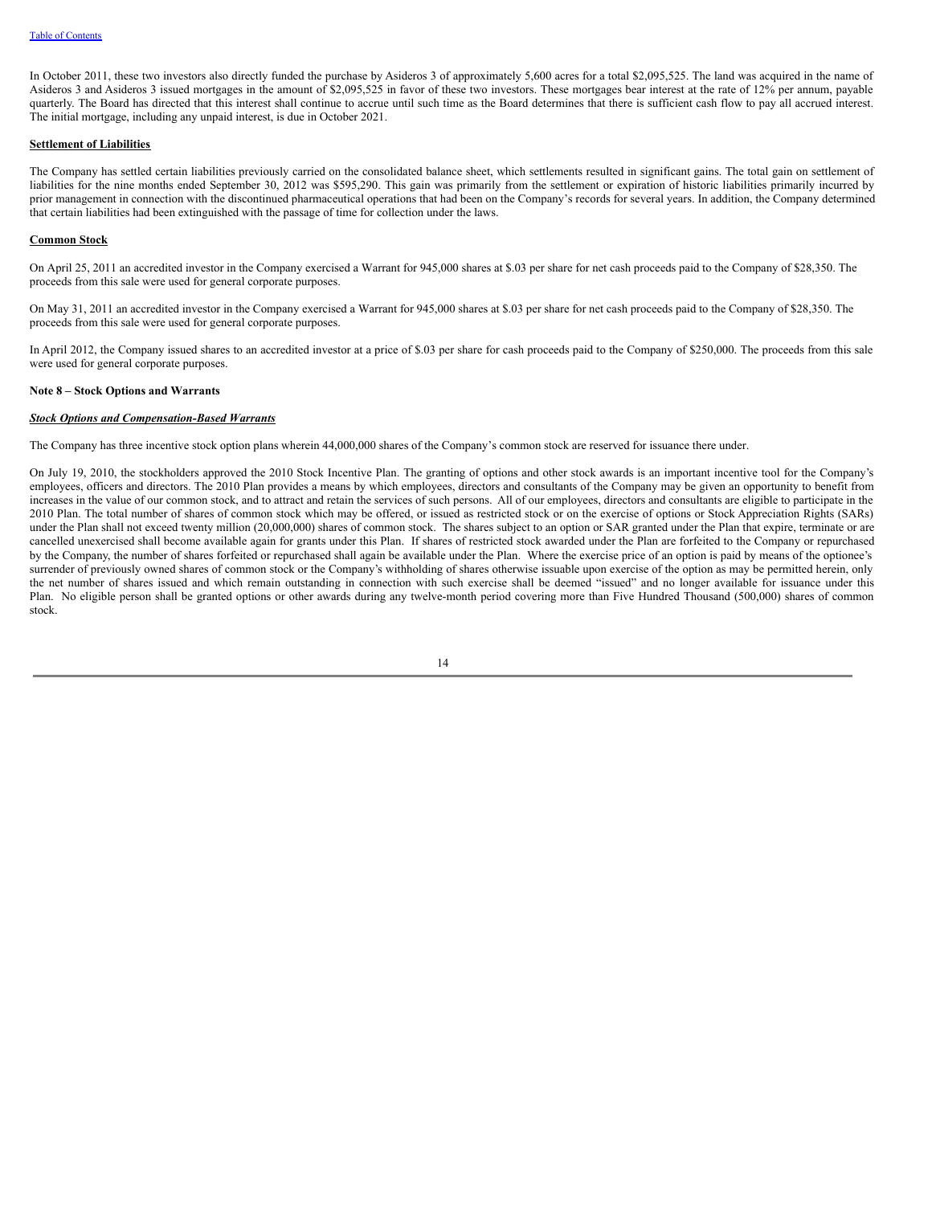In October 2011, these two investors also directly funded the purchase by Asideros 3 of approximately 5,600 acres for a total $2,095,525. The land was acquired in the name of Asideros 3 and Asideros 3 issued mortgages in the amount of $2,095,525 in favor of these two investors. These mortgages bear interest at the rate of 12% per annum, payable quarterly. The Board has directed that this interest shall continue to accrue until such time as the Board determines that there is sufficient cash flow to pay all accrued interest. The initial mortgage, including any unpaid interest, is due in October 2021.

**Settlement of Liabilities**

The Company has settled certain liabilities previously carried on the consolidated balance sheet, which settlements resulted in significant gains. The total gain on settlement of liabilities for the nine months ended September 30, 2012 was $595,290. This gain was primarily from the settlement or expiration of historic liabilities primarily incurred by prior management in connection with the discontinued pharmaceutical operations that had been on the Company's records for several years. In addition, the Company determined that certain liabilities had been extinguished with the passage of time for collection under the laws.

**Common Stock**

On April 25, 2011 an accredited investor in the Company exercised a Warrant for 945,000 shares at $.03 per share for net cash proceeds paid to the Company of $28,350. The proceeds from this sale were used for general corporate purposes.

On May 31, 2011 an accredited investor in the Company exercised a Warrant for 945,000 shares at $.03 per share for net cash proceeds paid to the Company of $28,350. The proceeds from this sale were used for general corporate purposes.

In April 2012, the Company issued shares to an accredited investor at a price of $.03 per share for cash proceeds paid to the Company of $250,000. The proceeds from this sale were used for general corporate purposes.

**Note 8 – Stock Options and Warrants**

***Stock Options and Compensation-Based Warrants***

The Company has three incentive stock option plans wherein 44,000,000 shares of the Company's common stock are reserved for issuance there under.

On July 19, 2010, the stockholders approved the 2010 Stock Incentive Plan. The granting of options and other stock awards is an important incentive tool for the Company's employees, officers and directors. The 2010 Plan provides a means by which employees, directors and consultants of the Company may be given an opportunity to benefit from increases in the value of our common stock, and to attract and retain the services of such persons. All of our employees, directors and consultants are eligible to participate in the 2010 Plan. The total number of shares of common stock which may be offered, or issued as restricted stock or on the exercise of options or Stock Appreciation Rights (SARs) under the Plan shall not exceed twenty million (20,000,000) shares of common stock. The shares subject to an option or SAR granted under the Plan that expire, terminate or are cancelled unexercised shall become available again for grants under this Plan. If shares of restricted stock awarded under the Plan are forfeited to the Company or repurchased by the Company, the number of shares forfeited or repurchased shall again be available under the Plan. Where the exercise price of an option is paid by means of the optionee's surrender of previously owned shares of common stock or the Company's withholding of shares otherwise issuable upon exercise of the option as may be permitted herein, only the net number of shares issued and which remain outstanding in connection with such exercise shall be deemed "issued" and no longer available for issuance under this Plan. No eligible person shall be granted options or other awards during any twelve-month period covering more than Five Hundred Thousand (500,000) shares of common stock.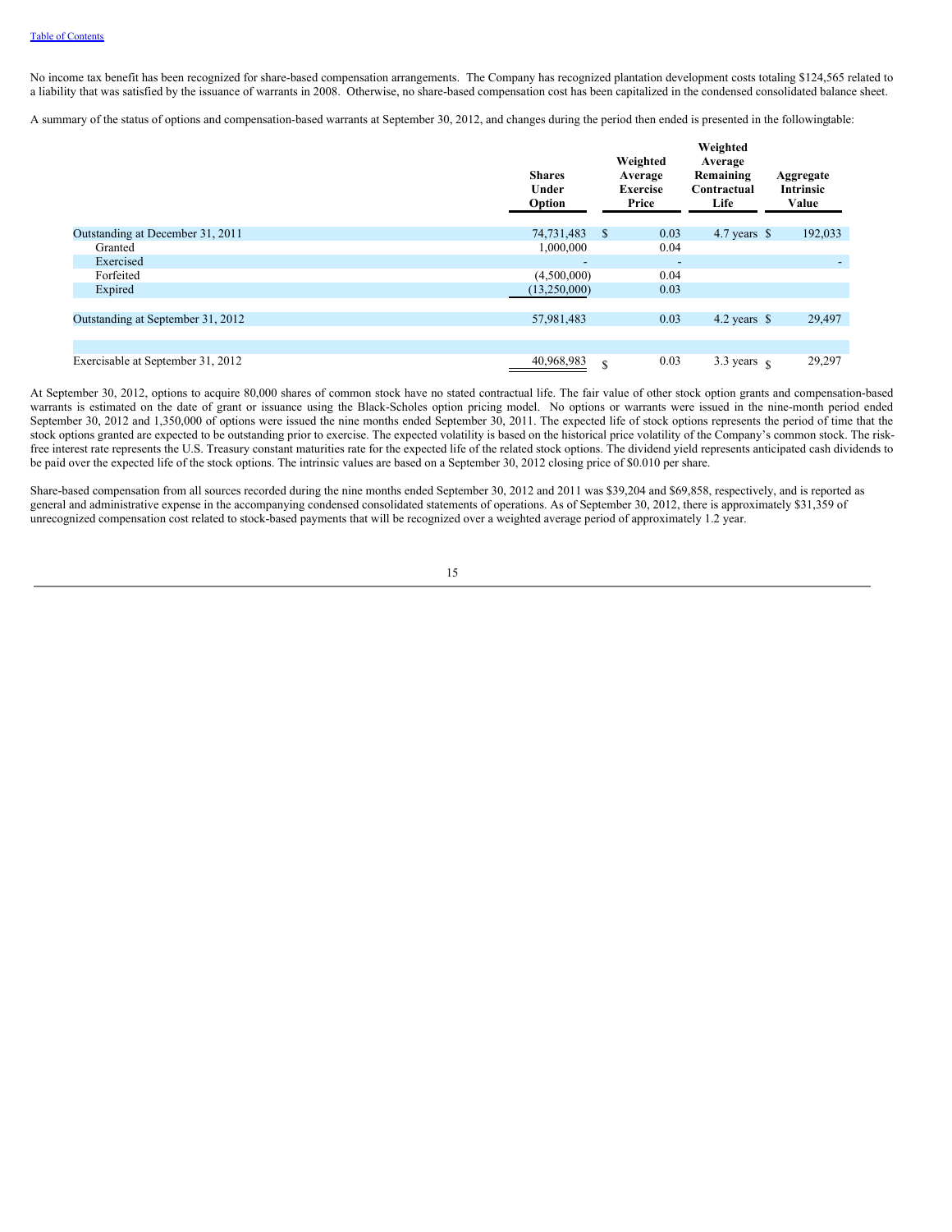No income tax benefit has been recognized for share-based compensation arrangements. The Company has recognized plantation development costs totaling $124,565 related to a liability that was satisfied by the issuance of warrants in 2008. Otherwise, no share-based compensation cost has been capitalized in the condensed consolidated balance sheet.

A summary of the status of options and compensation-based warrants at September 30, 2012, and changes during the period then ended is presented in the following table:

| | Shares Under Option | Weighted Average Exercise Price | Weighted Average Remaining Contractual Life | Aggregate Intrinsic Value |
|---|---|---|---|---|
| Outstanding at December 31, 2011 | 74,731,483 | $ 0.03 | 4.7 years | $ 192,033 |
| Granted | 1,000,000 | 0.04 | | |
| Exercised | - | - | | - |
| Forfeited | (4,500,000) | 0.04 | | |
| Expired | (13,250,000) | 0.03 | | |
| Outstanding at September 31, 2012 | 57,981,483 | 0.03 | 4.2 years | $ 29,497 |
| Exercisable at September 31, 2012 | 40,968,983 | $ 0.03 | 3.3 years | $ 29,297 |

At September 30, 2012, options to acquire 80,000 shares of common stock have no stated contractual life. The fair value of other stock option grants and compensation-based warrants is estimated on the date of grant or issuance using the Black-Scholes option pricing model. No options or warrants were issued in the nine-month period ended September 30, 2012 and 1,350,000 of options were issued the nine months ended September 30, 2011. The expected life of stock options represents the period of time that the stock options granted are expected to be outstanding prior to exercise. The expected volatility is based on the historical price volatility of the Company's common stock. The risk-free interest rate represents the U.S. Treasury constant maturities rate for the expected life of the related stock options. The dividend yield represents anticipated cash dividends to be paid over the expected life of the stock options. The intrinsic values are based on a September 30, 2012 closing price of $0.010 per share.

Share-based compensation from all sources recorded during the nine months ended September 30, 2012 and 2011 was $39,204 and $69,858, respectively, and is reported as general and administrative expense in the accompanying condensed consolidated statements of operations. As of September 30, 2012, there is approximately $31,359 of unrecognized compensation cost related to stock-based payments that will be recognized over a weighted average period of approximately 1.2 year.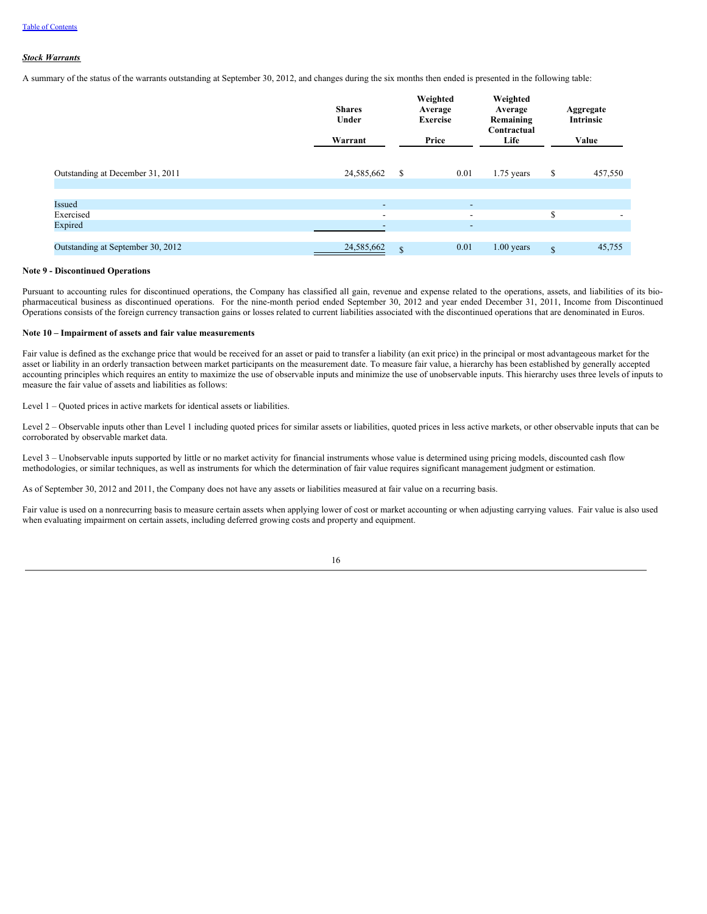### ***Stock Warrants***

A summary of the status of the warrants outstanding at September 30, 2012, and changes during the six months then ended is presented in the following table:

| | Shares Under Warrant | Weighted Average Exercise Price | Weighted Average Remaining Contractual Life | Aggregate Intrinsic Value |
|---|---|---|---|---|
| Outstanding at December 31, 2011 | 24,585,662 | $ 0.01 | 1.75 years | $ 457,550 |
| Issued | - | - | | |
| Exercised | - | - | | $ - |
| Expired | - | - | | |
| Outstanding at September 30, 2012 | 24,585,662 | $ 0.01 | 1.00 years | $ 45,755 |

**Note 9 - Discontinued Operations**

Pursuant to accounting rules for discontinued operations, the Company has classified all gain, revenue and expense related to the operations, assets, and liabilities of its bio-pharmaceutical business as discontinued operations. For the nine-month period ended September 30, 2012 and year ended December 31, 2011, Income from Discontinued Operations consists of the foreign currency transaction gains or losses related to current liabilities associated with the discontinued operations that are denominated in Euros.

**Note 10 – Impairment of assets and fair value measurements**

Fair value is defined as the exchange price that would be received for an asset or paid to transfer a liability (an exit price) in the principal or most advantageous market for the asset or liability in an orderly transaction between market participants on the measurement date. To measure fair value, a hierarchy has been established by generally accepted accounting principles which requires an entity to maximize the use of observable inputs and minimize the use of unobservable inputs. This hierarchy uses three levels of inputs to measure the fair value of assets and liabilities as follows:

Level 1 – Quoted prices in active markets for identical assets or liabilities.

Level 2 – Observable inputs other than Level 1 including quoted prices for similar assets or liabilities, quoted prices in less active markets, or other observable inputs that can be corroborated by observable market data.

Level 3 – Unobservable inputs supported by little or no market activity for financial instruments whose value is determined using pricing models, discounted cash flow methodologies, or similar techniques, as well as instruments for which the determination of fair value requires significant management judgment or estimation.

As of September 30, 2012 and 2011, the Company does not have any assets or liabilities measured at fair value on a recurring basis.

Fair value is used on a nonrecurring basis to measure certain assets when applying lower of cost or market accounting or when adjusting carrying values. Fair value is also used when evaluating impairment on certain assets, including deferred growing costs and property and equipment.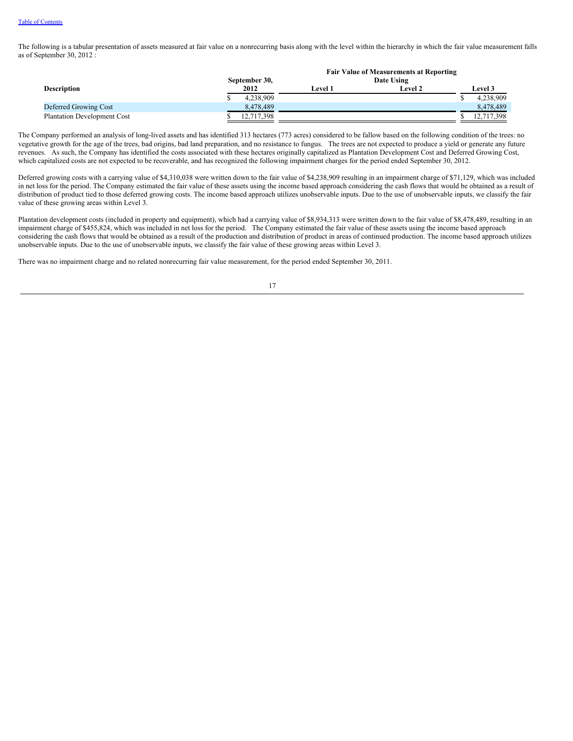The following is a tabular presentation of assets measured at fair value on a nonrecurring basis along with the level within the hierarchy in which the fair value measurement falls as of September 30, 2012 :

| Description | September 30, 2012 | Fair Value of Measurements at Reporting Date Using | | |
|---|---|---|---|---|
| | | Level 1 | Level 2 | Level 3 |
| | $ 4,238,909 | | | $ 4,238,909 |
| Deferred Growing Cost | 8,478,489 | | | 8,478,489 |
| Plantation Development Cost | $ 12,717,398 | | | $ 12,717,398 |

The Company performed an analysis of long-lived assets and has identified 313 hectares (773 acres) considered to be fallow based on the following condition of the trees: no vegetative growth for the age of the trees, bad origins, bad land preparation, and no resistance to fungus. The trees are not expected to produce a yield or generate any future revenues. As such, the Company has identified the costs associated with these hectares originally capitalized as Plantation Development Cost and Deferred Growing Cost, which capitalized costs are not expected to be recoverable, and has recognized the following impairment charges for the period ended September 30, 2012.

Deferred growing costs with a carrying value of $4,310,038 were written down to the fair value of $4,238,909 resulting in an impairment charge of $71,129, which was included in net loss for the period. The Company estimated the fair value of these assets using the income based approach considering the cash flows that would be obtained as a result of distribution of product tied to those deferred growing costs. The income based approach utilizes unobservable inputs. Due to the use of unobservable inputs, we classify the fair value of these growing areas within Level 3.

Plantation development costs (included in property and equipment), which had a carrying value of $8,934,313 were written down to the fair value of $8,478,489, resulting in an impairment charge of $455,824, which was included in net loss for the period. The Company estimated the fair value of these assets using the income based approach considering the cash flows that would be obtained as a result of the production and distribution of product in areas of continued production. The income based approach utilizes unobservable inputs. Due to the use of unobservable inputs, we classify the fair value of these growing areas within Level 3.

There was no impairment charge and no related nonrecurring fair value measurement, for the period ended September 30, 2011.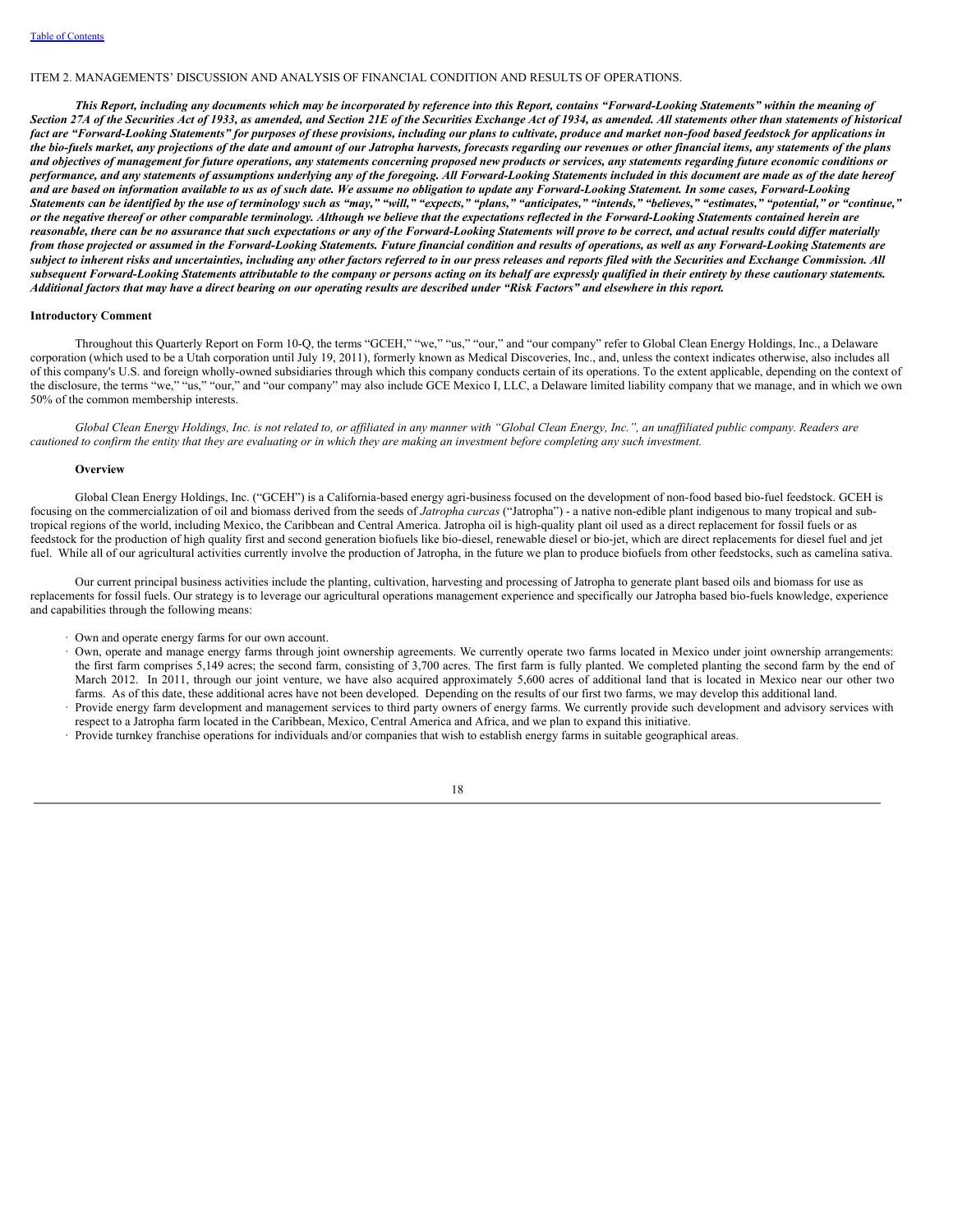ITEM 2. MANAGEMENTS' DISCUSSION AND ANALYSIS OF FINANCIAL CONDITION AND RESULTS OF OPERATIONS.

***This Report, including any documents which may be incorporated by reference into this Report, contains "Forward-Looking Statements" within the meaning of Section 27A of the Securities Act of 1933, as amended, and Section 21E of the Securities Exchange Act of 1934, as amended. All statements other than statements of historical fact are "Forward-Looking Statements" for purposes of these provisions, including our plans to cultivate, produce and market non-food based feedstock for applications in the bio-fuels market, any projections of the date and amount of our Jatropha harvests, forecasts regarding our revenues or other financial items, any statements of the plans and objectives of management for future operations, any statements concerning proposed new products or services, any statements regarding future economic conditions or performance, and any statements of assumptions underlying any of the foregoing. All Forward-Looking Statements included in this document are made as of the date hereof and are based on information available to us as of such date. We assume no obligation to update any Forward-Looking Statement. In some cases, Forward-Looking Statements can be identified by the use of terminology such as "may," "will," "expects," "plans," "anticipates," "intends," "believes," "estimates," "potential," or "continue," or the negative thereof or other comparable terminology. Although we believe that the expectations reflected in the Forward-Looking Statements contained herein are reasonable, there can be no assurance that such expectations or any of the Forward-Looking Statements will prove to be correct, and actual results could differ materially from those projected or assumed in the Forward-Looking Statements. Future financial condition and results of operations, as well as any Forward-Looking Statements are subject to inherent risks and uncertainties, including any other factors referred to in our press releases and reports filed with the Securities and Exchange Commission. All subsequent Forward-Looking Statements attributable to the company or persons acting on its behalf are expressly qualified in their entirety by these cautionary statements. Additional factors that may have a direct bearing on our operating results are described under "Risk Factors" and elsewhere in this report.***

**Introductory Comment**

Throughout this Quarterly Report on Form 10-Q, the terms "GCEH," "we," "us," "our," and "our company" refer to Global Clean Energy Holdings, Inc., a Delaware corporation (which used to be a Utah corporation until July 19, 2011), formerly known as Medical Discoveries, Inc., and, unless the context indicates otherwise, also includes all of this company's U.S. and foreign wholly-owned subsidiaries through which this company conducts certain of its operations. To the extent applicable, depending on the context of the disclosure, the terms "we," "us," "our," and "our company" may also include GCE Mexico I, LLC, a Delaware limited liability company that we manage, and in which we own 50% of the common membership interests.

*Global Clean Energy Holdings, Inc. is not related to, or affiliated in any manner with "Global Clean Energy, Inc.", an unaffiliated public company. Readers are cautioned to confirm the entity that they are evaluating or in which they are making an investment before completing any such investment.*

**Overview**

Global Clean Energy Holdings, Inc. ("GCEH") is a California-based energy agri-business focused on the development of non-food based bio-fuel feedstock. GCEH is focusing on the commercialization of oil and biomass derived from the seeds of *Jatropha curcas* ("Jatropha") - a native non-edible plant indigenous to many tropical and sub-tropical regions of the world, including Mexico, the Caribbean and Central America. Jatropha oil is high-quality plant oil used as a direct replacement for fossil fuels or as feedstock for the production of high quality first and second generation biofuels like bio-diesel, renewable diesel or bio-jet, which are direct replacements for diesel fuel and jet fuel. While all of our agricultural activities currently involve the production of Jatropha, in the future we plan to produce biofuels from other feedstocks, such as camelina sativa.

Our current principal business activities include the planting, cultivation, harvesting and processing of Jatropha to generate plant based oils and biomass for use as replacements for fossil fuels. Our strategy is to leverage our agricultural operations management experience and specifically our Jatropha based bio-fuels knowledge, experience and capabilities through the following means:

- Own and operate energy farms for our own account.
- Own, operate and manage energy farms through joint ownership agreements. We currently operate two farms located in Mexico under joint ownership arrangements: the first farm comprises 5,149 acres; the second farm, consisting of 3,700 acres. The first farm is fully planted. We completed planting the second farm by the end of March 2012. In 2011, through our joint venture, we have also acquired approximately 5,600 acres of additional land that is located in Mexico near our other two farms. As of this date, these additional acres have not been developed. Depending on the results of our first two farms, we may develop this additional land.
- Provide energy farm development and management services to third party owners of energy farms. We currently provide such development and advisory services with respect to a Jatropha farm located in the Caribbean, Mexico, Central America and Africa, and we plan to expand this initiative.
- Provide turnkey franchise operations for individuals and/or companies that wish to establish energy farms in suitable geographical areas.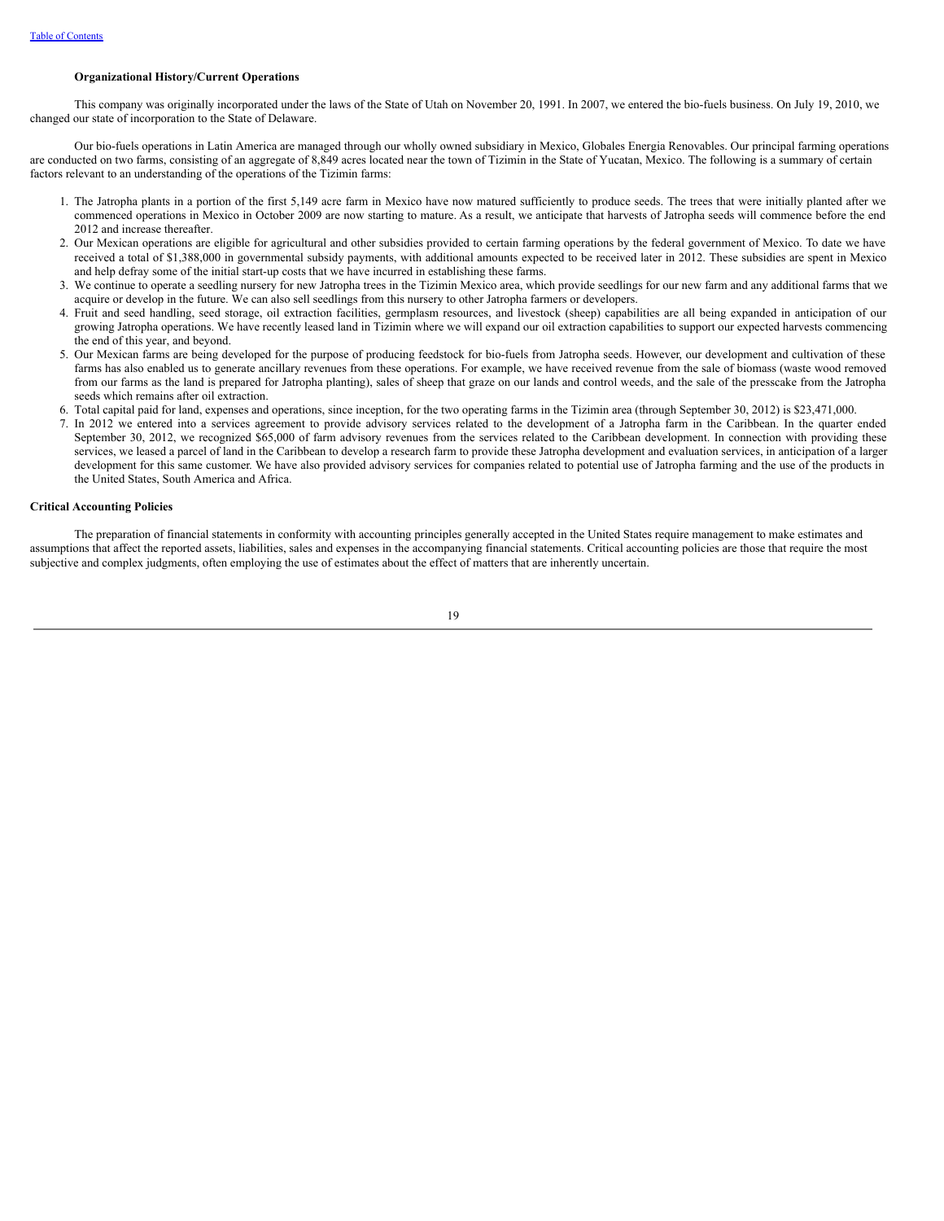**Organizational History/Current Operations**

This company was originally incorporated under the laws of the State of Utah on November 20, 1991. In 2007, we entered the bio-fuels business. On July 19, 2010, we changed our state of incorporation to the State of Delaware.

Our bio-fuels operations in Latin America are managed through our wholly owned subsidiary in Mexico, Globales Energia Renovables. Our principal farming operations are conducted on two farms, consisting of an aggregate of 8,849 acres located near the town of Tizimin in the State of Yucatan, Mexico. The following is a summary of certain factors relevant to an understanding of the operations of the Tizimin farms:

1. The Jatropha plants in a portion of the first 5,149 acre farm in Mexico have now matured sufficiently to produce seeds. The trees that were initially planted after we commenced operations in Mexico in October 2009 are now starting to mature. As a result, we anticipate that harvests of Jatropha seeds will commence before the end 2012 and increase thereafter.
2. Our Mexican operations are eligible for agricultural and other subsidies provided to certain farming operations by the federal government of Mexico. To date we have received a total of $1,388,000 in governmental subsidy payments, with additional amounts expected to be received later in 2012. These subsidies are spent in Mexico and help defray some of the initial start-up costs that we have incurred in establishing these farms.
3. We continue to operate a seedling nursery for new Jatropha trees in the Tizimin Mexico area, which provide seedlings for our new farm and any additional farms that we acquire or develop in the future. We can also sell seedlings from this nursery to other Jatropha farmers or developers.
4. Fruit and seed handling, seed storage, oil extraction facilities, germplasm resources, and livestock (sheep) capabilities are all being expanded in anticipation of our growing Jatropha operations. We have recently leased land in Tizimin where we will expand our oil extraction capabilities to support our expected harvests commencing the end of this year, and beyond.
5. Our Mexican farms are being developed for the purpose of producing feedstock for bio-fuels from Jatropha seeds. However, our development and cultivation of these farms has also enabled us to generate ancillary revenues from these operations. For example, we have received revenue from the sale of biomass (waste wood removed from our farms as the land is prepared for Jatropha planting), sales of sheep that graze on our lands and control weeds, and the sale of the presscake from the Jatropha seeds which remains after oil extraction.
6. Total capital paid for land, expenses and operations, since inception, for the two operating farms in the Tizimin area (through September 30, 2012) is $23,471,000.
7. In 2012 we entered into a services agreement to provide advisory services related to the development of a Jatropha farm in the Caribbean. In the quarter ended September 30, 2012, we recognized $65,000 of farm advisory revenues from the services related to the Caribbean development. In connection with providing these services, we leased a parcel of land in the Caribbean to develop a research farm to provide these Jatropha development and evaluation services, in anticipation of a larger development for this same customer. We have also provided advisory services for companies related to potential use of Jatropha farming and the use of the products in the United States, South America and Africa.

**Critical Accounting Policies**

The preparation of financial statements in conformity with accounting principles generally accepted in the United States require management to make estimates and assumptions that affect the reported assets, liabilities, sales and expenses in the accompanying financial statements. Critical accounting policies are those that require the most subjective and complex judgments, often employing the use of estimates about the effect of matters that are inherently uncertain.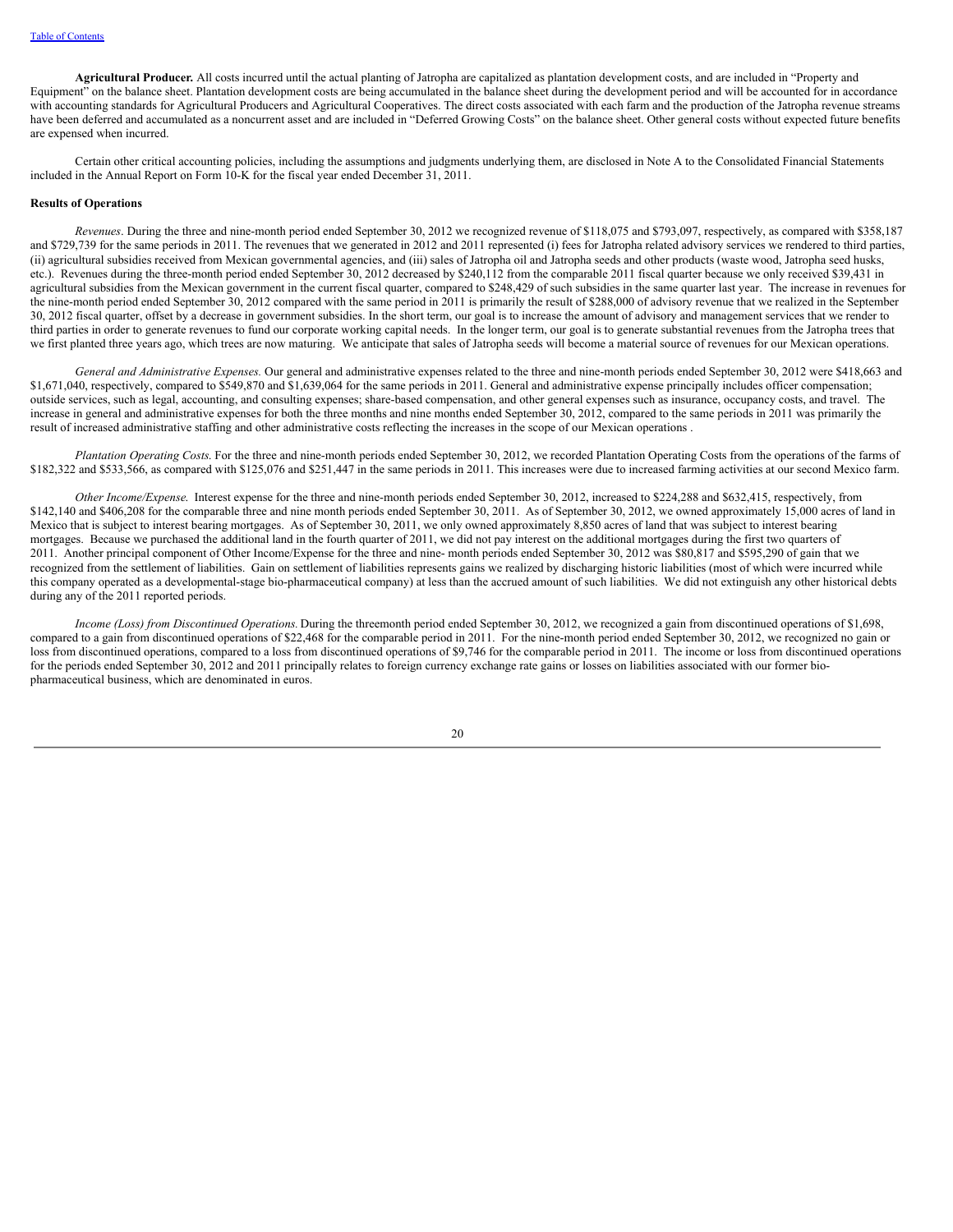**Agricultural Producer.** All costs incurred until the actual planting of Jatropha are capitalized as plantation development costs, and are included in "Property and Equipment" on the balance sheet. Plantation development costs are being accumulated in the balance sheet during the development period and will be accounted for in accordance with accounting standards for Agricultural Producers and Agricultural Cooperatives. The direct costs associated with each farm and the production of the Jatropha revenue streams have been deferred and accumulated as a noncurrent asset and are included in "Deferred Growing Costs" on the balance sheet. Other general costs without expected future benefits are expensed when incurred.

Certain other critical accounting policies, including the assumptions and judgments underlying them, are disclosed in Note A to the Consolidated Financial Statements included in the Annual Report on Form 10-K for the fiscal year ended December 31, 2011.

**Results of Operations**

*Revenues*. During the three and nine-month period ended September 30, 2012 we recognized revenue of $118,075 and $793,097, respectively, as compared with $358,187 and $729,739 for the same periods in 2011. The revenues that we generated in 2012 and 2011 represented (i) fees for Jatropha related advisory services we rendered to third parties, (ii) agricultural subsidies received from Mexican governmental agencies, and (iii) sales of Jatropha oil and Jatropha seeds and other products (waste wood, Jatropha seed husks, etc.). Revenues during the three-month period ended September 30, 2012 decreased by $240,112 from the comparable 2011 fiscal quarter because we only received $39,431 in agricultural subsidies from the Mexican government in the current fiscal quarter, compared to $248,429 of such subsidies in the same quarter last year. The increase in revenues for the nine-month period ended September 30, 2012 compared with the same period in 2011 is primarily the result of $288,000 of advisory revenue that we realized in the September 30, 2012 fiscal quarter, offset by a decrease in government subsidies. In the short term, our goal is to increase the amount of advisory and management services that we render to third parties in order to generate revenues to fund our corporate working capital needs. In the longer term, our goal is to generate substantial revenues from the Jatropha trees that we first planted three years ago, which trees are now maturing. We anticipate that sales of Jatropha seeds will become a material source of revenues for our Mexican operations.

*General and Administrative Expenses.* Our general and administrative expenses related to the three and nine-month periods ended September 30, 2012 were $418,663 and $1,671,040, respectively, compared to $549,870 and $1,639,064 for the same periods in 2011. General and administrative expense principally includes officer compensation; outside services, such as legal, accounting, and consulting expenses; share-based compensation, and other general expenses such as insurance, occupancy costs, and travel. The increase in general and administrative expenses for both the three months and nine months ended September 30, 2012, compared to the same periods in 2011 was primarily the result of increased administrative staffing and other administrative costs reflecting the increases in the scope of our Mexican operations .

*Plantation Operating Costs.* For the three and nine-month periods ended September 30, 2012, we recorded Plantation Operating Costs from the operations of the farms of $182,322 and $533,566, as compared with $125,076 and $251,447 in the same periods in 2011. This increases were due to increased farming activities at our second Mexico farm.

*Other Income/Expense.* Interest expense for the three and nine-month periods ended September 30, 2012, increased to $224,288 and $632,415, respectively, from $142,140 and $406,208 for the comparable three and nine month periods ended September 30, 2011. As of September 30, 2012, we owned approximately 15,000 acres of land in Mexico that is subject to interest bearing mortgages. As of September 30, 2011, we only owned approximately 8,850 acres of land that was subject to interest bearing mortgages. Because we purchased the additional land in the fourth quarter of 2011, we did not pay interest on the additional mortgages during the first two quarters of 2011. Another principal component of Other Income/Expense for the three and nine- month periods ended September 30, 2012 was $80,817 and $595,290 of gain that we recognized from the settlement of liabilities. Gain on settlement of liabilities represents gains we realized by discharging historic liabilities (most of which were incurred while this company operated as a developmental-stage bio-pharmaceutical company) at less than the accrued amount of such liabilities. We did not extinguish any other historical debts during any of the 2011 reported periods.

*Income (Loss) from Discontinued Operations.* During the threemonth period ended September 30, 2012, we recognized a gain from discontinued operations of $1,698, compared to a gain from discontinued operations of $22,468 for the comparable period in 2011. For the nine-month period ended September 30, 2012, we recognized no gain or loss from discontinued operations, compared to a loss from discontinued operations of $9,746 for the comparable period in 2011. The income or loss from discontinued operations for the periods ended September 30, 2012 and 2011 principally relates to foreign currency exchange rate gains or losses on liabilities associated with our former bio-pharmaceutical business, which are denominated in euros.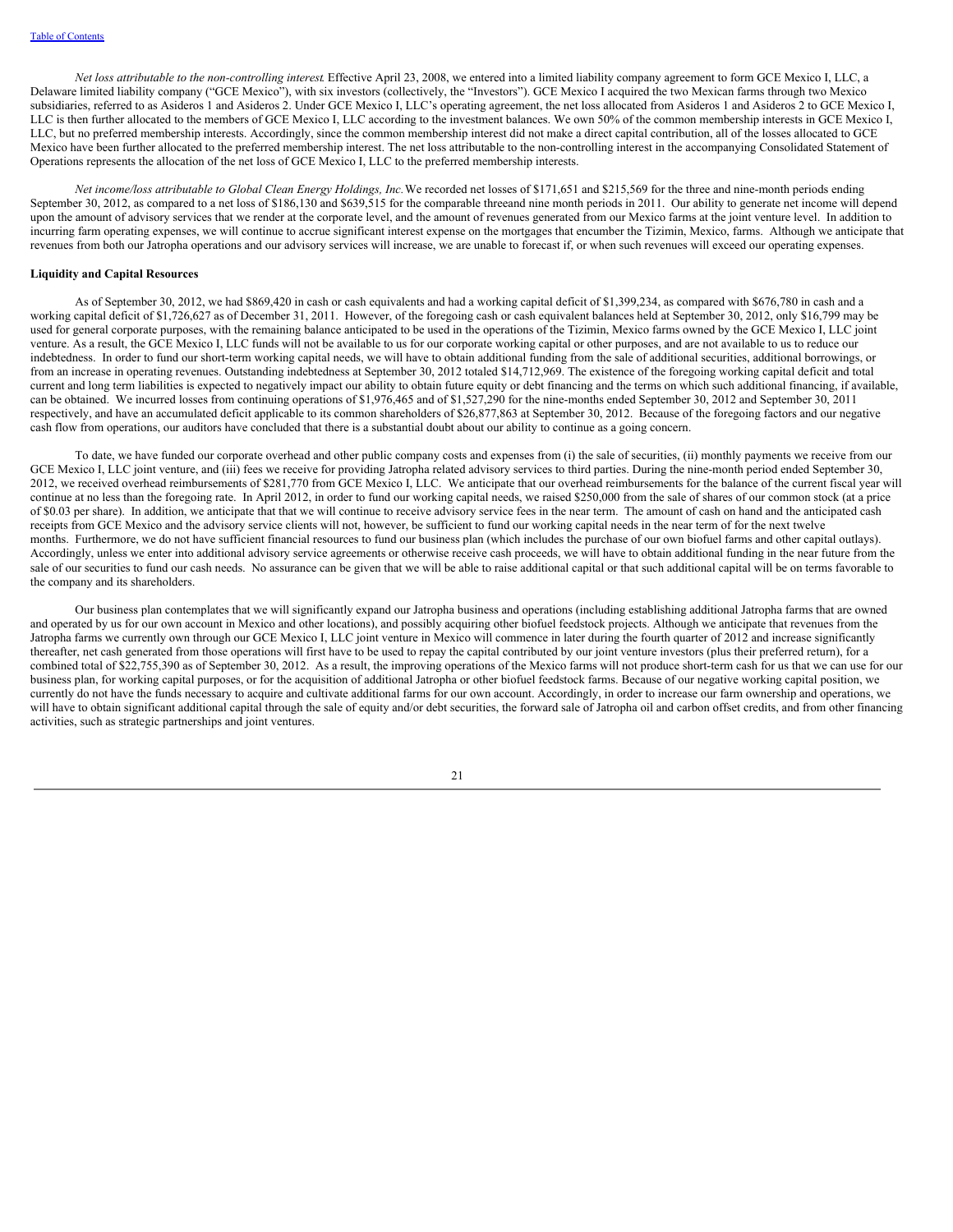*Net loss attributable to the non-controlling interest*. Effective April 23, 2008, we entered into a limited liability company agreement to form GCE Mexico I, LLC, a Delaware limited liability company ("GCE Mexico"), with six investors (collectively, the "Investors"). GCE Mexico I acquired the two Mexican farms through two Mexico subsidiaries, referred to as Asideros 1 and Asideros 2. Under GCE Mexico I, LLC's operating agreement, the net loss allocated from Asideros 1 and Asideros 2 to GCE Mexico I, LLC is then further allocated to the members of GCE Mexico I, LLC according to the investment balances. We own 50% of the common membership interests in GCE Mexico I, LLC, but no preferred membership interests. Accordingly, since the common membership interest did not make a direct capital contribution, all of the losses allocated to GCE Mexico have been further allocated to the preferred membership interest. The net loss attributable to the non-controlling interest in the accompanying Consolidated Statement of Operations represents the allocation of the net loss of GCE Mexico I, LLC to the preferred membership interests.

*Net income/loss attributable to Global Clean Energy Holdings, Inc.* We recorded net losses of $171,651 and $215,569 for the three and nine-month periods ending September 30, 2012, as compared to a net loss of $186,130 and $639,515 for the comparable threeand nine month periods in 2011. Our ability to generate net income will depend upon the amount of advisory services that we render at the corporate level, and the amount of revenues generated from our Mexico farms at the joint venture level. In addition to incurring farm operating expenses, we will continue to accrue significant interest expense on the mortgages that encumber the Tizimin, Mexico, farms. Although we anticipate that revenues from both our Jatropha operations and our advisory services will increase, we are unable to forecast if, or when such revenues will exceed our operating expenses.

**Liquidity and Capital Resources**

As of September 30, 2012, we had $869,420 in cash or cash equivalents and had a working capital deficit of $1,399,234, as compared with $676,780 in cash and a working capital deficit of $1,726,627 as of December 31, 2011. However, of the foregoing cash or cash equivalent balances held at September 30, 2012, only $16,799 may be used for general corporate purposes, with the remaining balance anticipated to be used in the operations of the Tizimin, Mexico farms owned by the GCE Mexico I, LLC joint venture. As a result, the GCE Mexico I, LLC funds will not be available to us for our corporate working capital or other purposes, and are not available to us to reduce our indebtedness. In order to fund our short-term working capital needs, we will have to obtain additional funding from the sale of additional securities, additional borrowings, or from an increase in operating revenues. Outstanding indebtedness at September 30, 2012 totaled $14,712,969. The existence of the foregoing working capital deficit and total current and long term liabilities is expected to negatively impact our ability to obtain future equity or debt financing and the terms on which such additional financing, if available, can be obtained. We incurred losses from continuing operations of $1,976,465 and of $1,527,290 for the nine-months ended September 30, 2012 and September 30, 2011 respectively, and have an accumulated deficit applicable to its common shareholders of $26,877,863 at September 30, 2012. Because of the foregoing factors and our negative cash flow from operations, our auditors have concluded that there is a substantial doubt about our ability to continue as a going concern.

To date, we have funded our corporate overhead and other public company costs and expenses from (i) the sale of securities, (ii) monthly payments we receive from our GCE Mexico I, LLC joint venture, and (iii) fees we receive for providing Jatropha related advisory services to third parties. During the nine-month period ended September 30, 2012, we received overhead reimbursements of $281,770 from GCE Mexico I, LLC. We anticipate that our overhead reimbursements for the balance of the current fiscal year will continue at no less than the foregoing rate. In April 2012, in order to fund our working capital needs, we raised $250,000 from the sale of shares of our common stock (at a price of $0.03 per share). In addition, we anticipate that that we will continue to receive advisory service fees in the near term. The amount of cash on hand and the anticipated cash receipts from GCE Mexico and the advisory service clients will not, however, be sufficient to fund our working capital needs in the near term of for the next twelve months. Furthermore, we do not have sufficient financial resources to fund our business plan (which includes the purchase of our own biofuel farms and other capital outlays). Accordingly, unless we enter into additional advisory service agreements or otherwise receive cash proceeds, we will have to obtain additional funding in the near future from the sale of our securities to fund our cash needs. No assurance can be given that we will be able to raise additional capital or that such additional capital will be on terms favorable to the company and its shareholders.

Our business plan contemplates that we will significantly expand our Jatropha business and operations (including establishing additional Jatropha farms that are owned and operated by us for our own account in Mexico and other locations), and possibly acquiring other biofuel feedstock projects. Although we anticipate that revenues from the Jatropha farms we currently own through our GCE Mexico I, LLC joint venture in Mexico will commence in later during the fourth quarter of 2012 and increase significantly thereafter, net cash generated from those operations will first have to be used to repay the capital contributed by our joint venture investors (plus their preferred return), for a combined total of $22,755,390 as of September 30, 2012. As a result, the improving operations of the Mexico farms will not produce short-term cash for us that we can use for our business plan, for working capital purposes, or for the acquisition of additional Jatropha or other biofuel feedstock farms. Because of our negative working capital position, we currently do not have the funds necessary to acquire and cultivate additional farms for our own account. Accordingly, in order to increase our farm ownership and operations, we will have to obtain significant additional capital through the sale of equity and/or debt securities, the forward sale of Jatropha oil and carbon offset credits, and from other financing activities, such as strategic partnerships and joint ventures.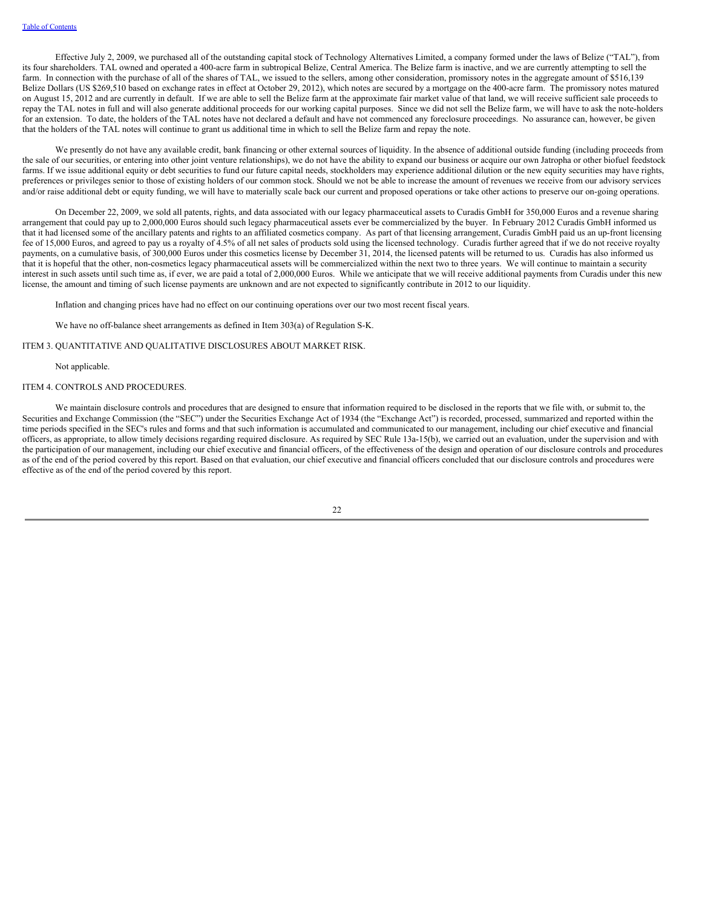Effective July 2, 2009, we purchased all of the outstanding capital stock of Technology Alternatives Limited, a company formed under the laws of Belize ("TAL"), from its four shareholders. TAL owned and operated a 400-acre farm in subtropical Belize, Central America. The Belize farm is inactive, and we are currently attempting to sell the farm. In connection with the purchase of all of the shares of TAL, we issued to the sellers, among other consideration, promissory notes in the aggregate amount of $516,139 Belize Dollars (US $269,510 based on exchange rates in effect at October 29, 2012), which notes are secured by a mortgage on the 400-acre farm. The promissory notes matured on August 15, 2012 and are currently in default. If we are able to sell the Belize farm at the approximate fair market value of that land, we will receive sufficient sale proceeds to repay the TAL notes in full and will also generate additional proceeds for our working capital purposes. Since we did not sell the Belize farm, we will have to ask the note-holders for an extension. To date, the holders of the TAL notes have not declared a default and have not commenced any foreclosure proceedings. No assurance can, however, be given that the holders of the TAL notes will continue to grant us additional time in which to sell the Belize farm and repay the note.

We presently do not have any available credit, bank financing or other external sources of liquidity. In the absence of additional outside funding (including proceeds from the sale of our securities, or entering into other joint venture relationships), we do not have the ability to expand our business or acquire our own Jatropha or other biofuel feedstock farms. If we issue additional equity or debt securities to fund our future capital needs, stockholders may experience additional dilution or the new equity securities may have rights, preferences or privileges senior to those of existing holders of our common stock. Should we not be able to increase the amount of revenues we receive from our advisory services and/or raise additional debt or equity funding, we will have to materially scale back our current and proposed operations or take other actions to preserve our on-going operations.

On December 22, 2009, we sold all patents, rights, and data associated with our legacy pharmaceutical assets to Curadis GmbH for 350,000 Euros and a revenue sharing arrangement that could pay up to 2,000,000 Euros should such legacy pharmaceutical assets ever be commercialized by the buyer. In February 2012 Curadis GmbH informed us that it had licensed some of the ancillary patents and rights to an affiliated cosmetics company. As part of that licensing arrangement, Curadis GmbH paid us an up-front licensing fee of 15,000 Euros, and agreed to pay us a royalty of 4.5% of all net sales of products sold using the licensed technology. Curadis further agreed that if we do not receive royalty payments, on a cumulative basis, of 300,000 Euros under this cosmetics license by December 31, 2014, the licensed patents will be returned to us. Curadis has also informed us that it is hopeful that the other, non-cosmetics legacy pharmaceutical assets will be commercialized within the next two to three years. We will continue to maintain a security interest in such assets until such time as, if ever, we are paid a total of 2,000,000 Euros. While we anticipate that we will receive additional payments from Curadis under this new license, the amount and timing of such license payments are unknown and are not expected to significantly contribute in 2012 to our liquidity.

Inflation and changing prices have had no effect on our continuing operations over our two most recent fiscal years.

We have no off-balance sheet arrangements as defined in Item 303(a) of Regulation S-K.

## ITEM 3. QUANTITATIVE AND QUALITATIVE DISCLOSURES ABOUT MARKET RISK.

Not applicable.

## ITEM 4. CONTROLS AND PROCEDURES.

We maintain disclosure controls and procedures that are designed to ensure that information required to be disclosed in the reports that we file with, or submit to, the Securities and Exchange Commission (the "SEC") under the Securities Exchange Act of 1934 (the "Exchange Act") is recorded, processed, summarized and reported within the time periods specified in the SEC's rules and forms and that such information is accumulated and communicated to our management, including our chief executive and financial officers, as appropriate, to allow timely decisions regarding required disclosure. As required by SEC Rule 13a-15(b), we carried out an evaluation, under the supervision and with the participation of our management, including our chief executive and financial officers, of the effectiveness of the design and operation of our disclosure controls and procedures as of the end of the period covered by this report. Based on that evaluation, our chief executive and financial officers concluded that our disclosure controls and procedures were effective as of the end of the period covered by this report.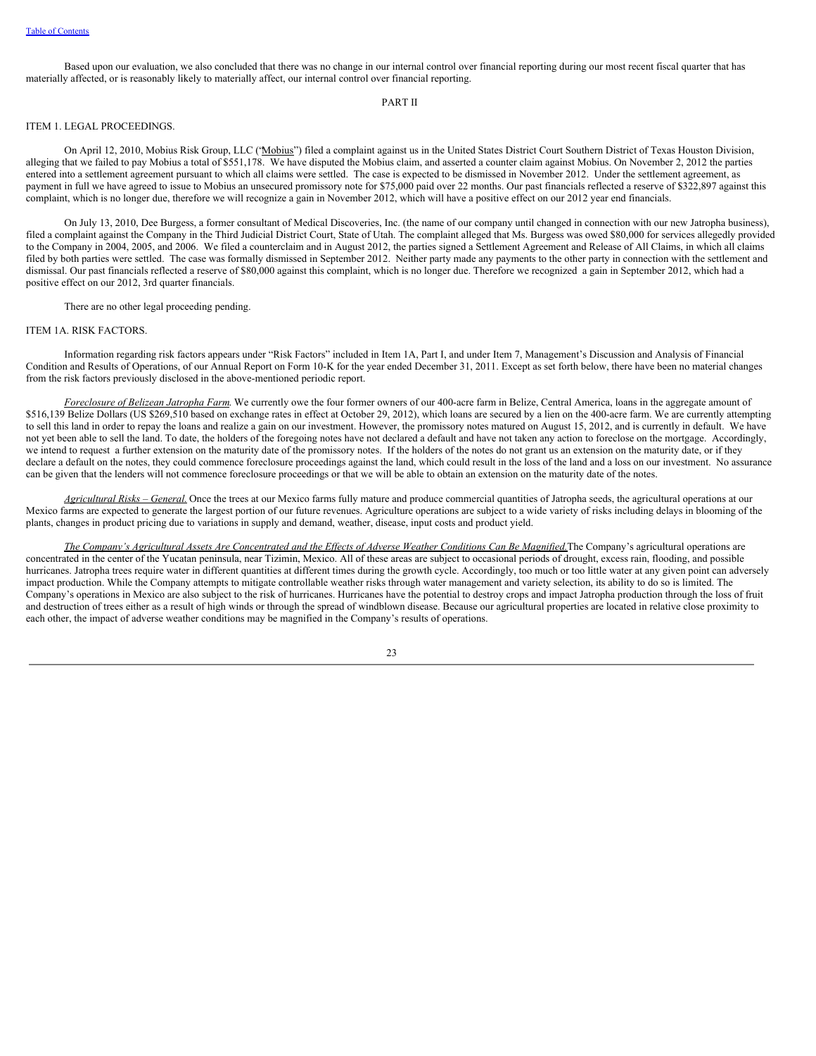Based upon our evaluation, we also concluded that there was no change in our internal control over financial reporting during our most recent fiscal quarter that has materially affected, or is reasonably likely to materially affect, our internal control over financial reporting.

## PART II

### ITEM 1. LEGAL PROCEEDINGS.

On April 12, 2010, Mobius Risk Group, LLC ("Mobius") filed a complaint against us in the United States District Court Southern District of Texas Houston Division, alleging that we failed to pay Mobius a total of $551,178. We have disputed the Mobius claim, and asserted a counter claim against Mobius. On November 2, 2012 the parties entered into a settlement agreement pursuant to which all claims were settled. The case is expected to be dismissed in November 2012. Under the settlement agreement, as payment in full we have agreed to issue to Mobius an unsecured promissory note for $75,000 paid over 22 months. Our past financials reflected a reserve of $322,897 against this complaint, which is no longer due, therefore we will recognize a gain in November 2012, which will have a positive effect on our 2012 year end financials.

On July 13, 2010, Dee Burgess, a former consultant of Medical Discoveries, Inc. (the name of our company until changed in connection with our new Jatropha business), filed a complaint against the Company in the Third Judicial District Court, State of Utah. The complaint alleged that Ms. Burgess was owed $80,000 for services allegedly provided to the Company in 2004, 2005, and 2006. We filed a counterclaim and in August 2012, the parties signed a Settlement Agreement and Release of All Claims, in which all claims filed by both parties were settled. The case was formally dismissed in September 2012. Neither party made any payments to the other party in connection with the settlement and dismissal. Our past financials reflected a reserve of $80,000 against this complaint, which is no longer due. Therefore we recognized a gain in September 2012, which had a positive effect on our 2012, 3rd quarter financials.

There are no other legal proceeding pending.

### ITEM 1A. RISK FACTORS.

Information regarding risk factors appears under "Risk Factors" included in Item 1A, Part I, and under Item 7, Management's Discussion and Analysis of Financial Condition and Results of Operations, of our Annual Report on Form 10-K for the year ended December 31, 2011. Except as set forth below, there have been no material changes from the risk factors previously disclosed in the above-mentioned periodic report.

*Foreclosure of Belizean Jatropha Farm.* We currently owe the four former owners of our 400-acre farm in Belize, Central America, loans in the aggregate amount of $516,139 Belize Dollars (US $269,510 based on exchange rates in effect at October 29, 2012), which loans are secured by a lien on the 400-acre farm. We are currently attempting to sell this land in order to repay the loans and realize a gain on our investment. However, the promissory notes matured on August 15, 2012, and is currently in default. We have not yet been able to sell the land. To date, the holders of the foregoing notes have not declared a default and have not taken any action to foreclose on the mortgage. Accordingly, we intend to request a further extension on the maturity date of the promissory notes. If the holders of the notes do not grant us an extension on the maturity date, or if they declare a default on the notes, they could commence foreclosure proceedings against the land, which could result in the loss of the land and a loss on our investment. No assurance can be given that the lenders will not commence foreclosure proceedings or that we will be able to obtain an extension on the maturity date of the notes.

*Agricultural Risks – General.* Once the trees at our Mexico farms fully mature and produce commercial quantities of Jatropha seeds, the agricultural operations at our Mexico farms are expected to generate the largest portion of our future revenues. Agriculture operations are subject to a wide variety of risks including delays in blooming of the plants, changes in product pricing due to variations in supply and demand, weather, disease, input costs and product yield.

*The Company's Agricultural Assets Are Concentrated and the Effects of Adverse Weather Conditions Can Be Magnified.* The Company's agricultural operations are concentrated in the center of the Yucatan peninsula, near Tizimin, Mexico. All of these areas are subject to occasional periods of drought, excess rain, flooding, and possible hurricanes. Jatropha trees require water in different quantities at different times during the growth cycle. Accordingly, too much or too little water at any given point can adversely impact production. While the Company attempts to mitigate controllable weather risks through water management and variety selection, its ability to do so is limited. The Company's operations in Mexico are also subject to the risk of hurricanes. Hurricanes have the potential to destroy crops and impact Jatropha production through the loss of fruit and destruction of trees either as a result of high winds or through the spread of windblown disease. Because our agricultural properties are located in relative close proximity to each other, the impact of adverse weather conditions may be magnified in the Company's results of operations.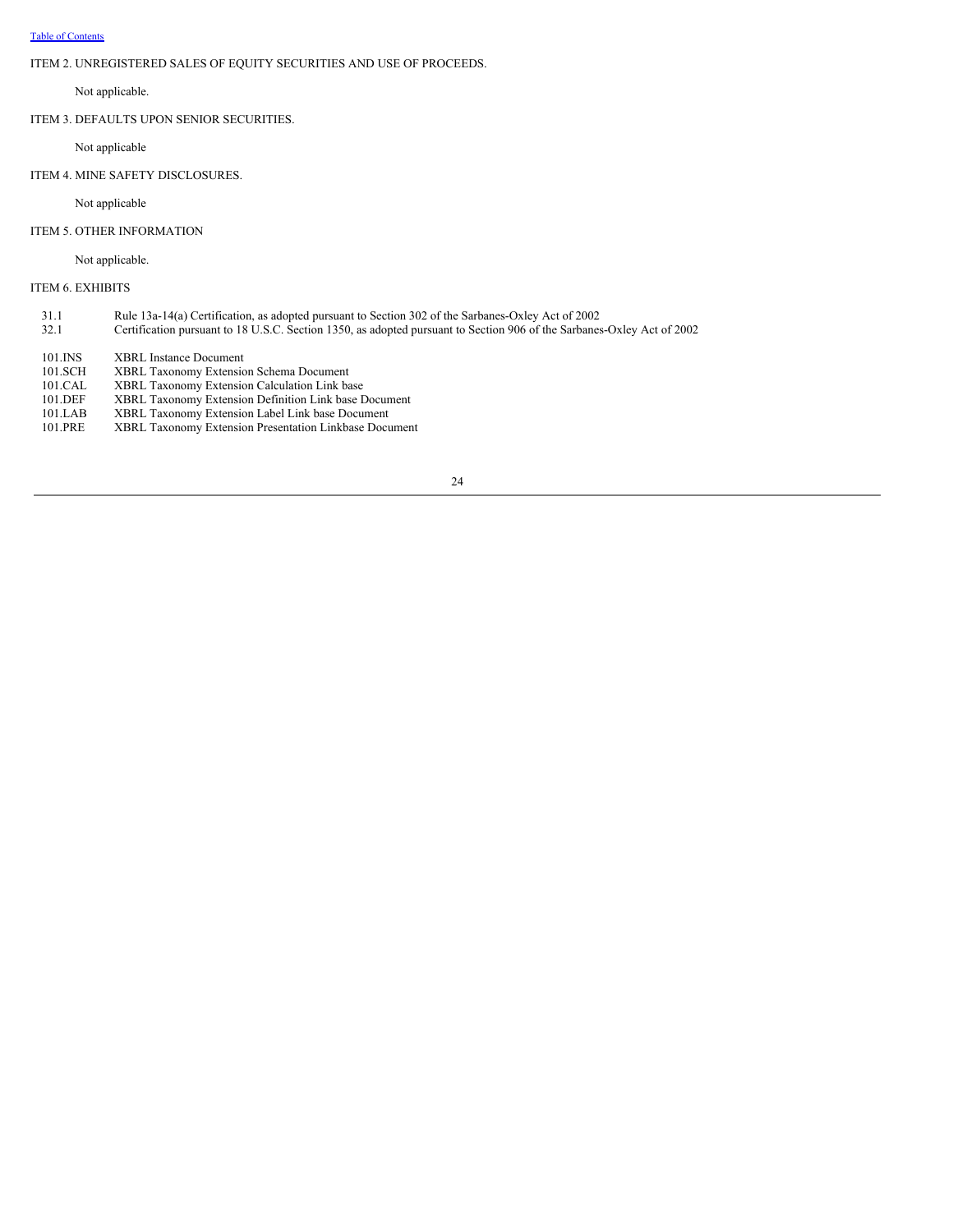ITEM 2. UNREGISTERED SALES OF EQUITY SECURITIES AND USE OF PROCEEDS.

Not applicable.

ITEM 3. DEFAULTS UPON SENIOR SECURITIES.

Not applicable

ITEM 4. MINE SAFETY DISCLOSURES.

Not applicable

ITEM 5. OTHER INFORMATION

Not applicable.

ITEM 6. EXHIBITS

| | |
|---|---|
| 31.1 | Rule 13a-14(a) Certification, as adopted pursuant to Section 302 of the Sarbanes-Oxley Act of 2002 |
| 32.1 | Certification pursuant to 18 U.S.C. Section 1350, as adopted pursuant to Section 906 of the Sarbanes-Oxley Act of 2002 |
| 101.INS | XBRL Instance Document |
| 101.SCH | XBRL Taxonomy Extension Schema Document |
| 101.CAL | XBRL Taxonomy Extension Calculation Link base |
| 101.DEF | XBRL Taxonomy Extension Definition Link base Document |
| 101.LAB | XBRL Taxonomy Extension Label Link base Document |
| 101.PRE | XBRL Taxonomy Extension Presentation Linkbase Document |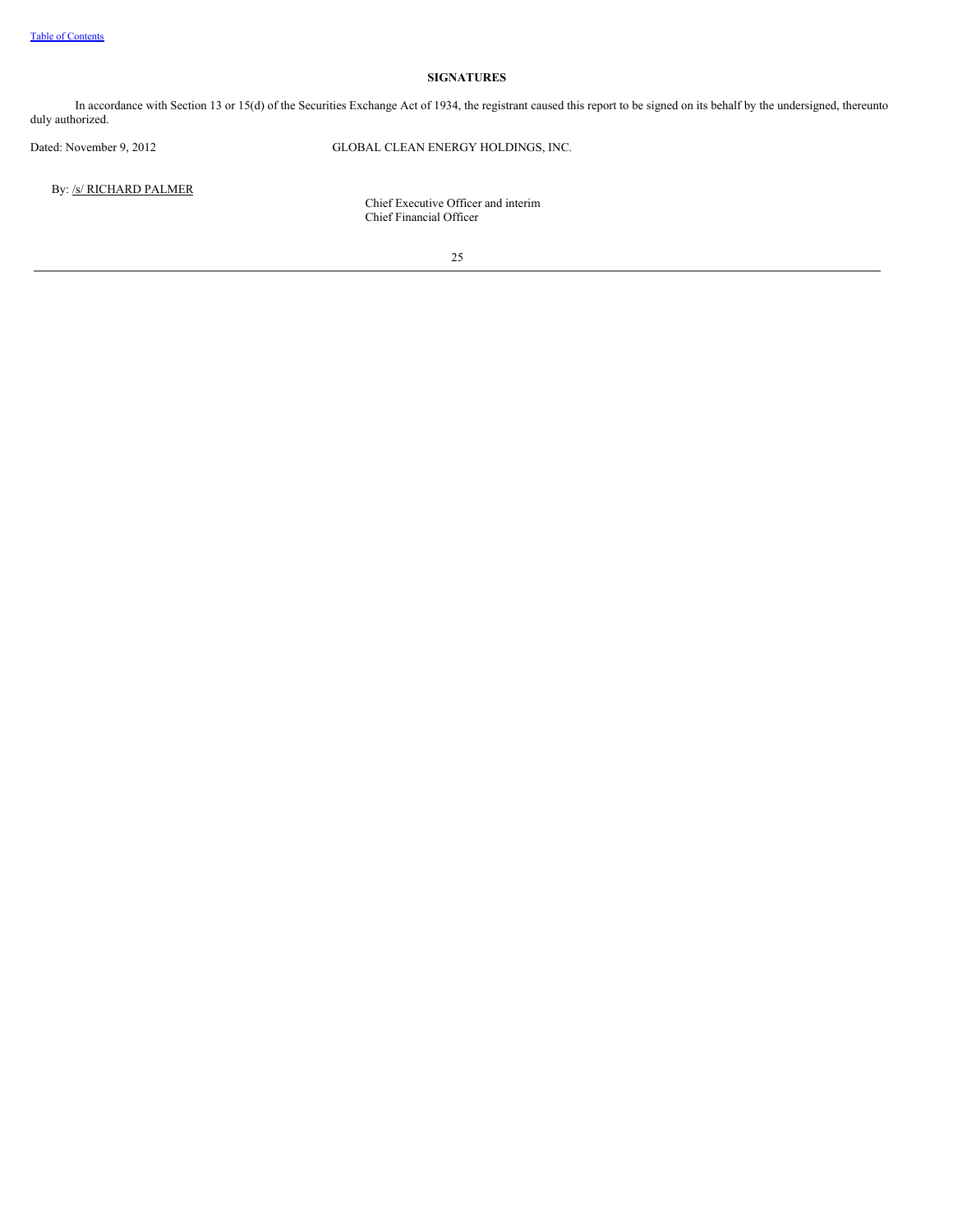**SIGNATURES**

In accordance with Section 13 or 15(d) of the Securities Exchange Act of 1934, the registrant caused this report to be signed on its behalf by the undersigned, thereunto duly authorized.

Dated: November 9, 2012 GLOBAL CLEAN ENERGY HOLDINGS, INC.

By: /s/ RICHARD PALMER

Chief Executive Officer and interim
Chief Financial Officer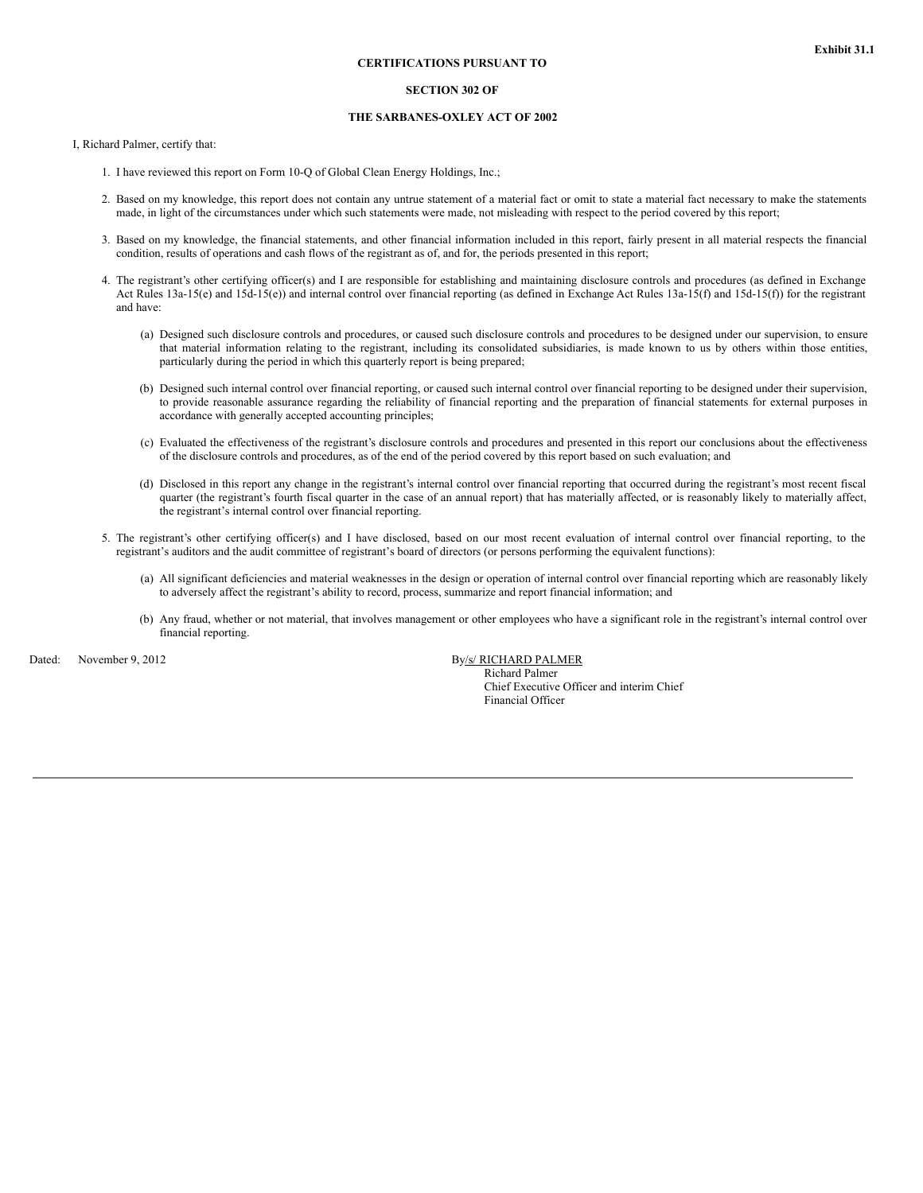**Exhibit 31.1**

**CERTIFICATIONS PURSUANT TO**

**SECTION 302 OF**

**THE SARBANES-OXLEY ACT OF 2002**

I, Richard Palmer, certify that:

1. I have reviewed this report on Form 10-Q of Global Clean Energy Holdings, Inc.;

2. Based on my knowledge, this report does not contain any untrue statement of a material fact or omit to state a material fact necessary to make the statements made, in light of the circumstances under which such statements were made, not misleading with respect to the period covered by this report;

3. Based on my knowledge, the financial statements, and other financial information included in this report, fairly present in all material respects the financial condition, results of operations and cash flows of the registrant as of, and for, the periods presented in this report;

4. The registrant's other certifying officer(s) and I are responsible for establishing and maintaining disclosure controls and procedures (as defined in Exchange Act Rules 13a-15(e) and 15d-15(e)) and internal control over financial reporting (as defined in Exchange Act Rules 13a-15(f) and 15d-15(f)) for the registrant and have:

   (a) Designed such disclosure controls and procedures, or caused such disclosure controls and procedures to be designed under our supervision, to ensure that material information relating to the registrant, including its consolidated subsidiaries, is made known to us by others within those entities, particularly during the period in which this quarterly report is being prepared;

   (b) Designed such internal control over financial reporting, or caused such internal control over financial reporting to be designed under their supervision, to provide reasonable assurance regarding the reliability of financial reporting and the preparation of financial statements for external purposes in accordance with generally accepted accounting principles;

   (c) Evaluated the effectiveness of the registrant's disclosure controls and procedures and presented in this report our conclusions about the effectiveness of the disclosure controls and procedures, as of the end of the period covered by this report based on such evaluation; and

   (d) Disclosed in this report any change in the registrant's internal control over financial reporting that occurred during the registrant's most recent fiscal quarter (the registrant's fourth fiscal quarter in the case of an annual report) that has materially affected, or is reasonably likely to materially affect, the registrant's internal control over financial reporting.

5. The registrant's other certifying officer(s) and I have disclosed, based on our most recent evaluation of internal control over financial reporting, to the registrant's auditors and the audit committee of registrant's board of directors (or persons performing the equivalent functions):

   (a) All significant deficiencies and material weaknesses in the design or operation of internal control over financial reporting which are reasonably likely to adversely affect the registrant's ability to record, process, summarize and report financial information; and

   (b) Any fraud, whether or not material, that involves management or other employees who have a significant role in the registrant's internal control over financial reporting.

Dated: November 9, 2012

By/s/ RICHARD PALMER
Richard Palmer
Chief Executive Officer and interim Chief Financial Officer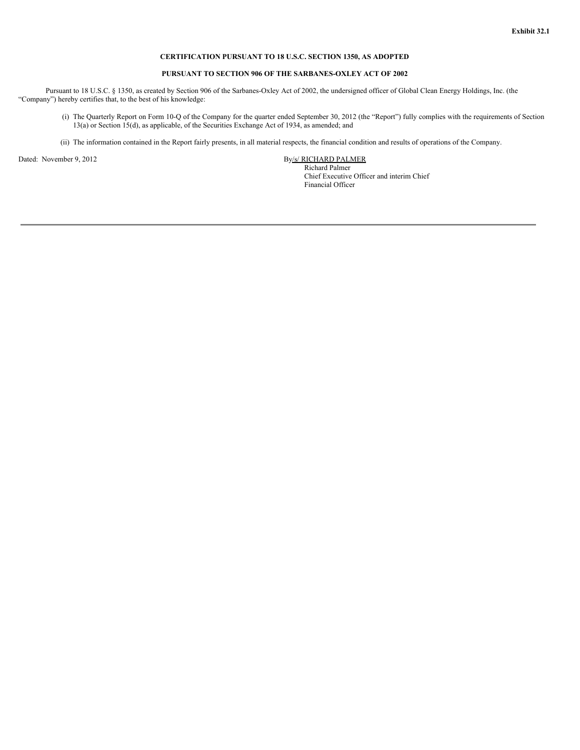**Exhibit 32.1**

**CERTIFICATION PURSUANT TO 18 U.S.C. SECTION 1350, AS ADOPTED**

**PURSUANT TO SECTION 906 OF THE SARBANES-OXLEY ACT OF 2002**

Pursuant to 18 U.S.C. § 1350, as created by Section 906 of the Sarbanes-Oxley Act of 2002, the undersigned officer of Global Clean Energy Holdings, Inc. (the "Company") hereby certifies that, to the best of his knowledge:

(i) The Quarterly Report on Form 10-Q of the Company for the quarter ended September 30, 2012 (the "Report") fully complies with the requirements of Section 13(a) or Section 15(d), as applicable, of the Securities Exchange Act of 1934, as amended; and

(ii) The information contained in the Report fairly presents, in all material respects, the financial condition and results of operations of the Company.

Dated: November 9, 2012

By/s/ RICHARD PALMER
Richard Palmer
Chief Executive Officer and interim Chief Financial Officer